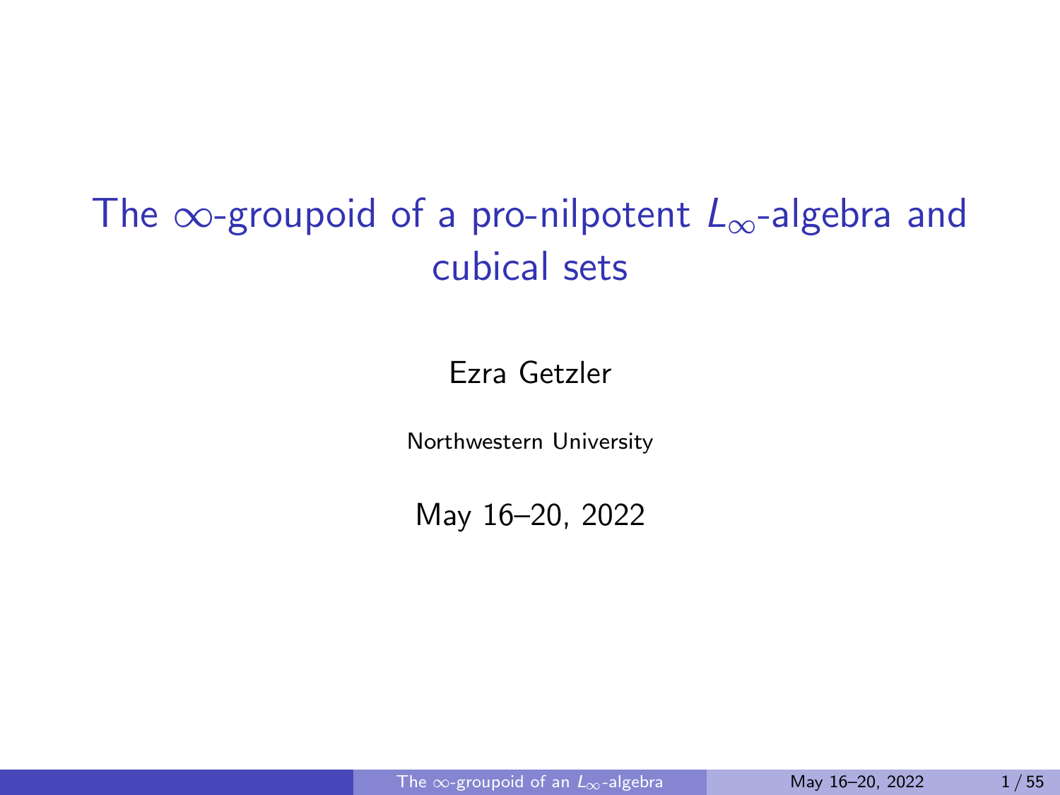# The $\infty$-groupoid of a pro-nilpotent $L_\infty$-algebra and cubical sets

Ezra Getzler

Northwestern University

May 16–20, 2022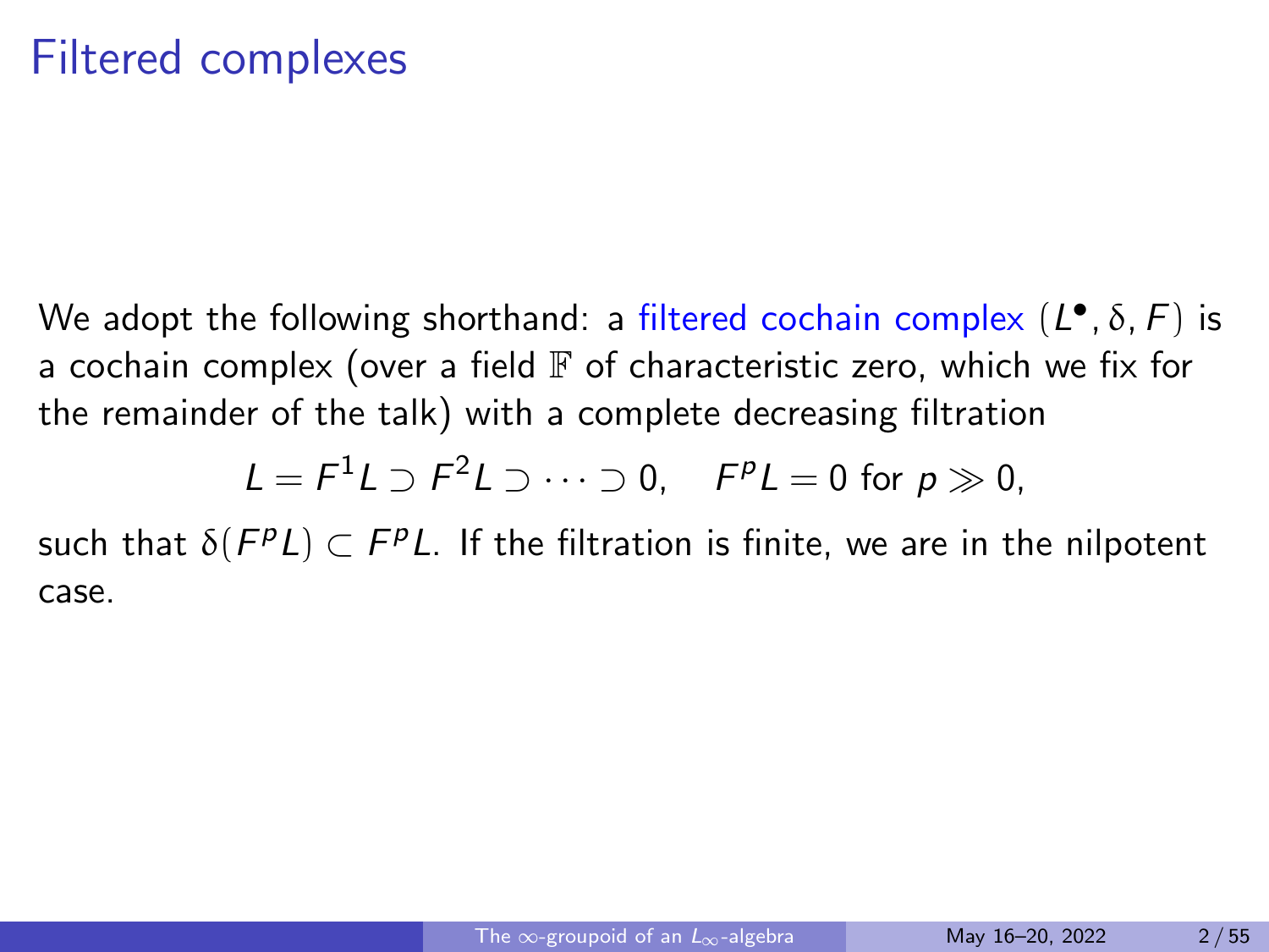# Filtered complexes

We adopt the following shorthand: a filtered cochain complex $(L^\bullet, \delta, F)$ is a cochain complex (over a field $\mathbb{F}$ of characteristic zero, which we fix for the remainder of the talk) with a complete decreasing filtration

$$L = F^1 L \supset F^2 L \supset \cdots \supset 0, \quad F^p L = 0 \text{ for } p \gg 0,$$

such that $\delta(F^p L) \subset F^p L$. If the filtration is finite, we are in the nilpotent case.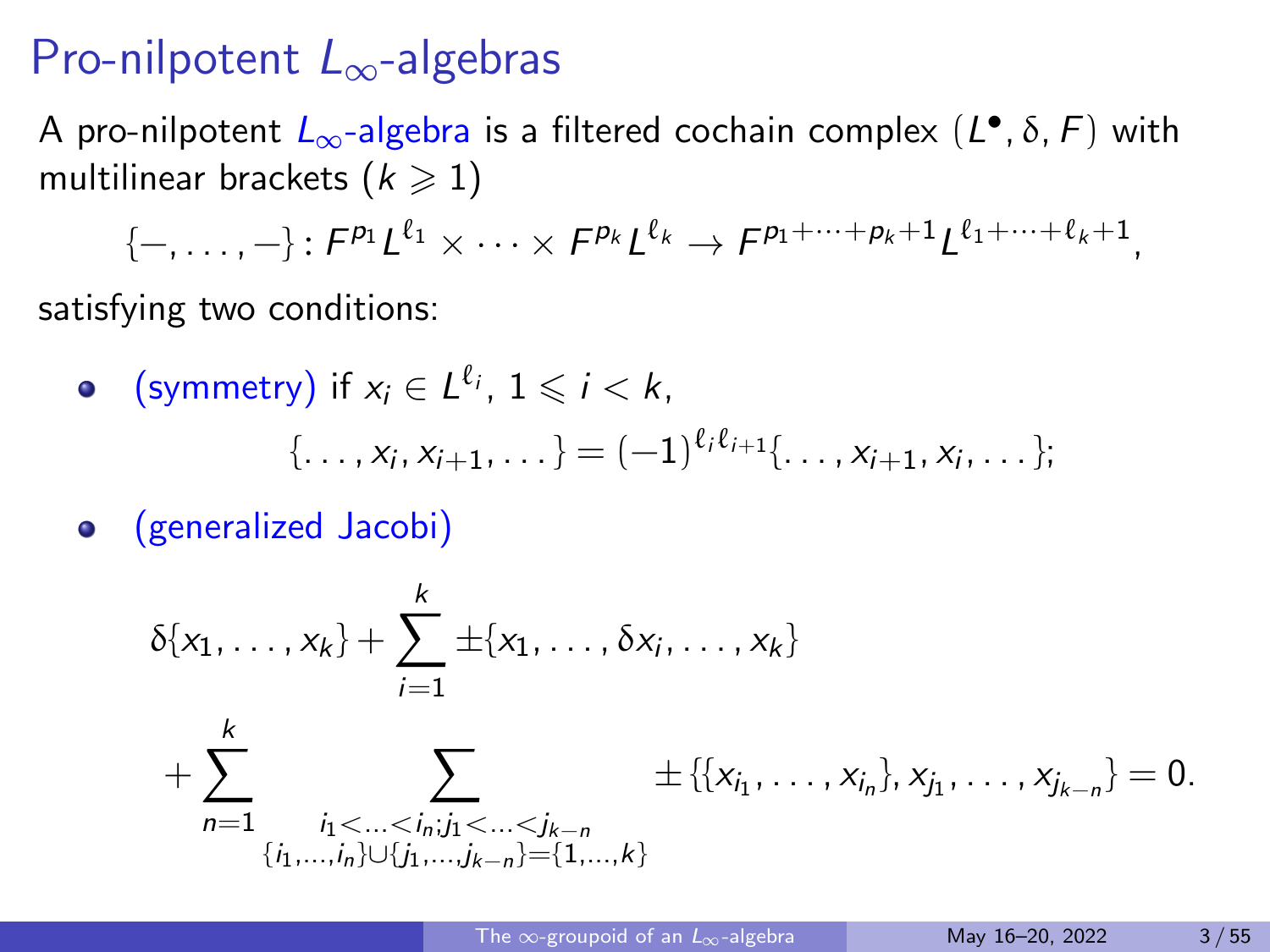# Pro-nilpotent $L_\infty$-algebras

A pro-nilpotent $L_\infty$-algebra is a filtered cochain complex $(L^\bullet, \delta, F)$ with multilinear brackets ($k \geqslant 1$)

$$\{-,\dots,-\} : F^{p_1}L^{\ell_1} \times \cdots \times F^{p_k}L^{\ell_k} \to F^{p_1+\cdots+p_k+1}L^{\ell_1+\cdots+\ell_k+1},$$

satisfying two conditions:

- (symmetry) if $x_i \in L^{\ell_i}$, $1 \leqslant i < k$,

$$\{\dots, x_i, x_{i+1}, \dots\} = (-1)^{\ell_i \ell_{i+1}} \{\dots, x_{i+1}, x_i, \dots\};$$

- (generalized Jacobi)

$$\delta\{x_1,\dots,x_k\} + \sum_{i=1}^{k} \pm\{x_1,\dots,\delta x_i,\dots,x_k\}$$

$$+ \sum_{n=1}^{k} \sum_{\substack{i_1<\dots<i_n; j_1<\dots<j_{k-n} \\ \{i_1,\dots,i_n\}\cup\{j_1,\dots,j_{k-n}\}=\{1,\dots,k\}}} \pm\{\{x_{i_1},\dots,x_{i_n}\}, x_{j_1},\dots,x_{j_{k-n}}\} = 0.$$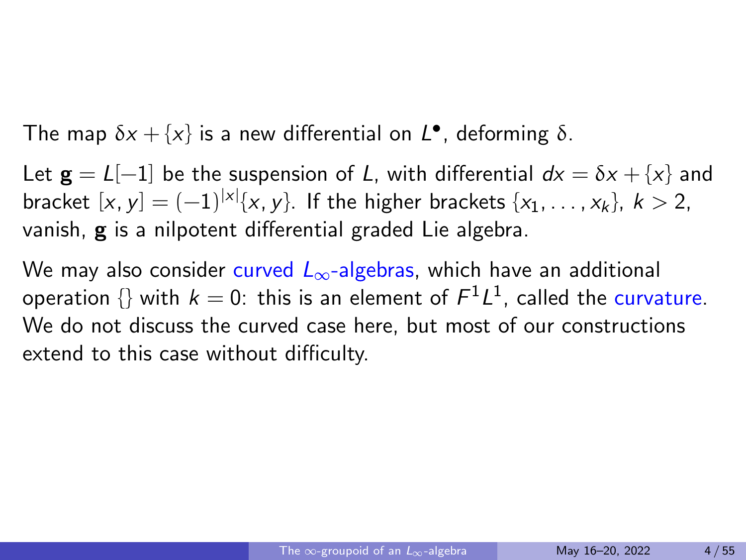The map $\delta x + \{x\}$ is a new differential on $L^\bullet$, deforming $\delta$.

Let $\mathbf{g} = L[-1]$ be the suspension of $L$, with differential $dx = \delta x + \{x\}$ and bracket $[x, y] = (-1)^{|x|}\{x, y\}$. If the higher brackets $\{x_1, \ldots, x_k\}$, $k > 2$, vanish, $\mathbf{g}$ is a nilpotent differential graded Lie algebra.

We may also consider curved $L_\infty$-algebras, which have an additional operation $\{\}$ with $k = 0$: this is an element of $F^1L^1$, called the curvature. We do not discuss the curved case here, but most of our constructions extend to this case without difficulty.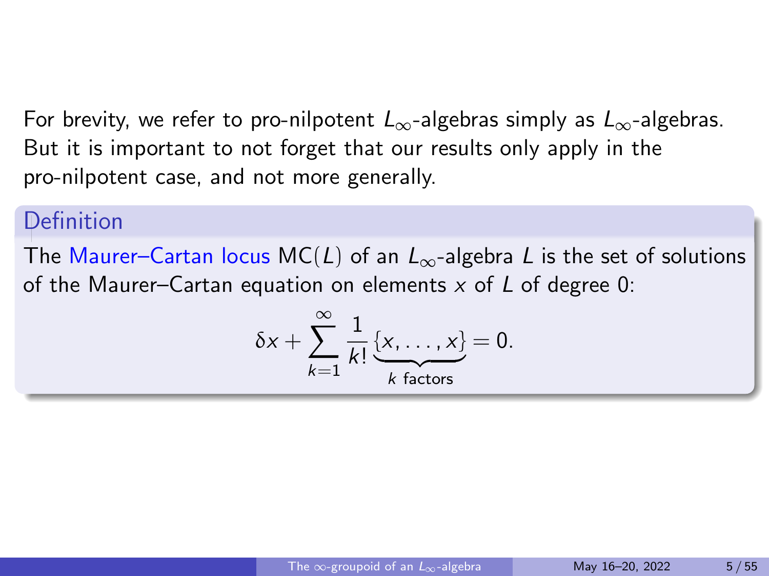For brevity, we refer to pro-nilpotent $L_\infty$-algebras simply as $L_\infty$-algebras. But it is important to not forget that our results only apply in the pro-nilpotent case, and not more generally.

### Definition

The Maurer–Cartan locus $\mathsf{MC}(L)$ of an $L_\infty$-algebra $L$ is the set of solutions of the Maurer–Cartan equation on elements $x$ of $L$ of degree 0:

$$\delta x + \sum_{k=1}^{\infty} \frac{1}{k!} \underbrace{\{x, \dots, x\}}_{k \text{ factors}} = 0.$$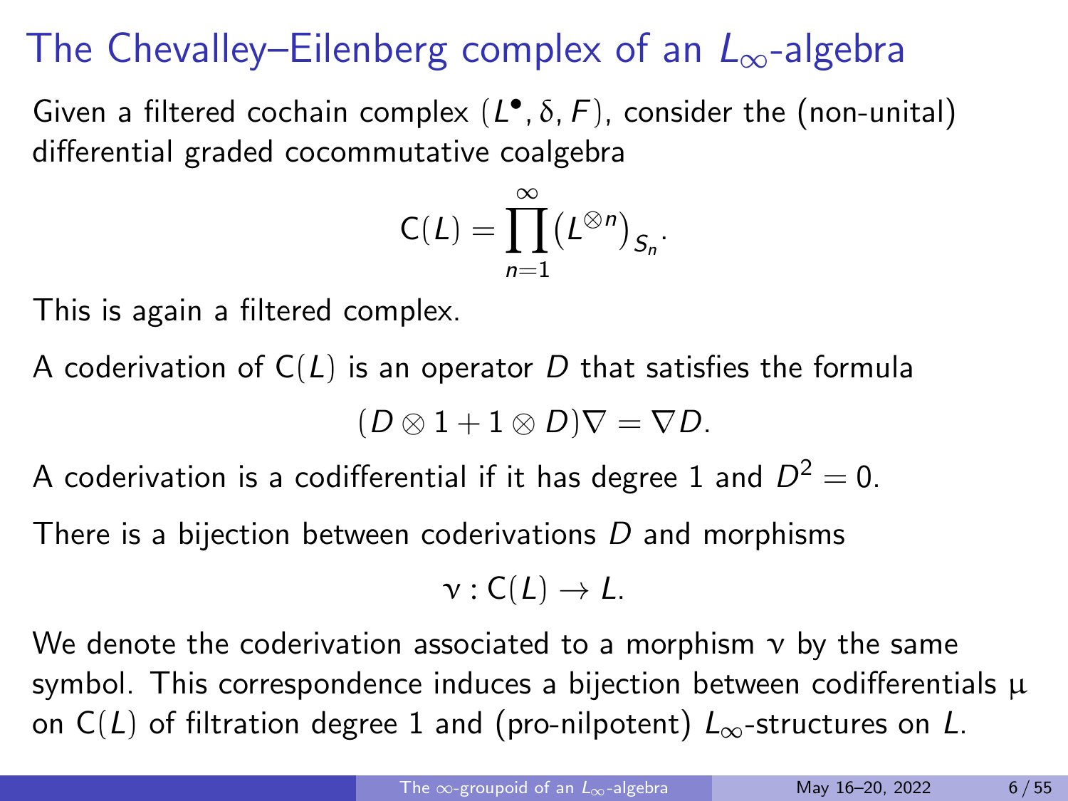# The Chevalley–Eilenberg complex of an $L_\infty$-algebra

Given a filtered cochain complex $(L^\bullet, \delta, F)$, consider the (non-unital) differential graded cocommutative coalgebra

$$\mathsf{C}(L) = \prod_{n=1}^{\infty} \big(L^{\otimes n}\big)_{S_n}.$$

This is again a filtered complex.

A coderivation of $\mathsf{C}(L)$ is an operator $D$ that satisfies the formula

$$(D \otimes 1 + 1 \otimes D)\nabla = \nabla D.$$

A coderivation is a codifferential if it has degree 1 and $D^2 = 0$.

There is a bijection between coderivations $D$ and morphisms

$$\nu : \mathsf{C}(L) \to L.$$

We denote the coderivation associated to a morphism $\nu$ by the same symbol. This correspondence induces a bijection between codifferentials $\mu$ on $\mathsf{C}(L)$ of filtration degree 1 and (pro-nilpotent) $L_\infty$-structures on $L$.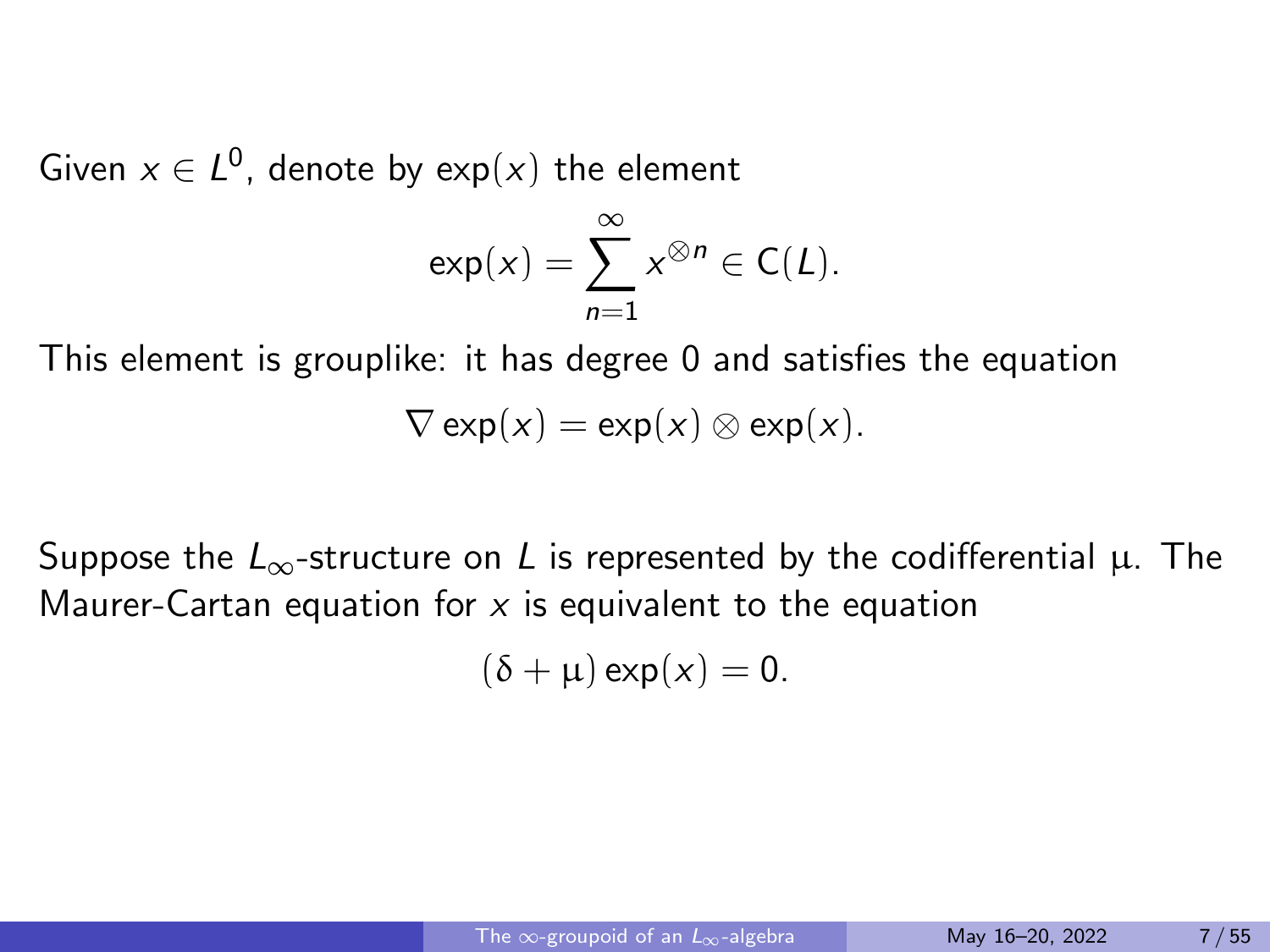Given $x \in L^0$, denote by $\exp(x)$ the element

$$\exp(x) = \sum_{n=1}^{\infty} x^{\otimes n} \in \mathsf{C}(L).$$

This element is grouplike: it has degree 0 and satisfies the equation

$$\nabla \exp(x) = \exp(x) \otimes \exp(x).$$

Suppose the $L_\infty$-structure on $L$ is represented by the codifferential $\mu$. The Maurer-Cartan equation for $x$ is equivalent to the equation

$$(\delta + \mu) \exp(x) = 0.$$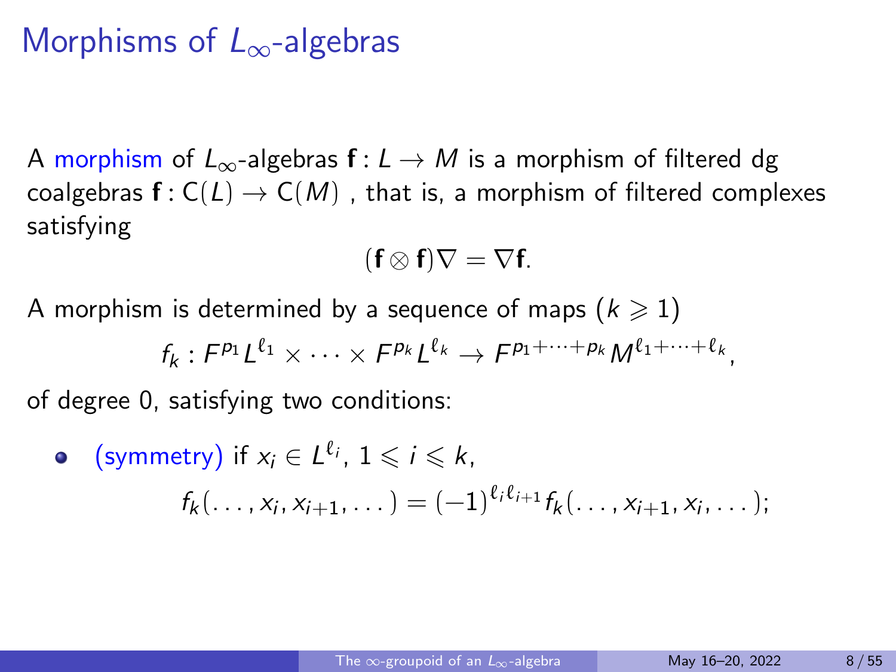# Morphisms of $L_\infty$-algebras

A morphism of $L_\infty$-algebras $\mathbf{f} : L \to M$ is a morphism of filtered dg coalgebras $\mathbf{f} : \mathsf{C}(L) \to \mathsf{C}(M)$ , that is, a morphism of filtered complexes satisfying

$$(\mathbf{f} \otimes \mathbf{f})\nabla = \nabla \mathbf{f}.$$

A morphism is determined by a sequence of maps ($k \geqslant 1$)

$$f_k : F^{p_1} L^{\ell_1} \times \cdots \times F^{p_k} L^{\ell_k} \to F^{p_1 + \cdots + p_k} M^{\ell_1 + \cdots + \ell_k},$$

of degree 0, satisfying two conditions:

- (symmetry) if $x_i \in L^{\ell_i}$, $1 \leqslant i \leqslant k$,

$$f_k(\ldots, x_i, x_{i+1}, \ldots) = (-1)^{\ell_i \ell_{i+1}} f_k(\ldots, x_{i+1}, x_i, \ldots);$$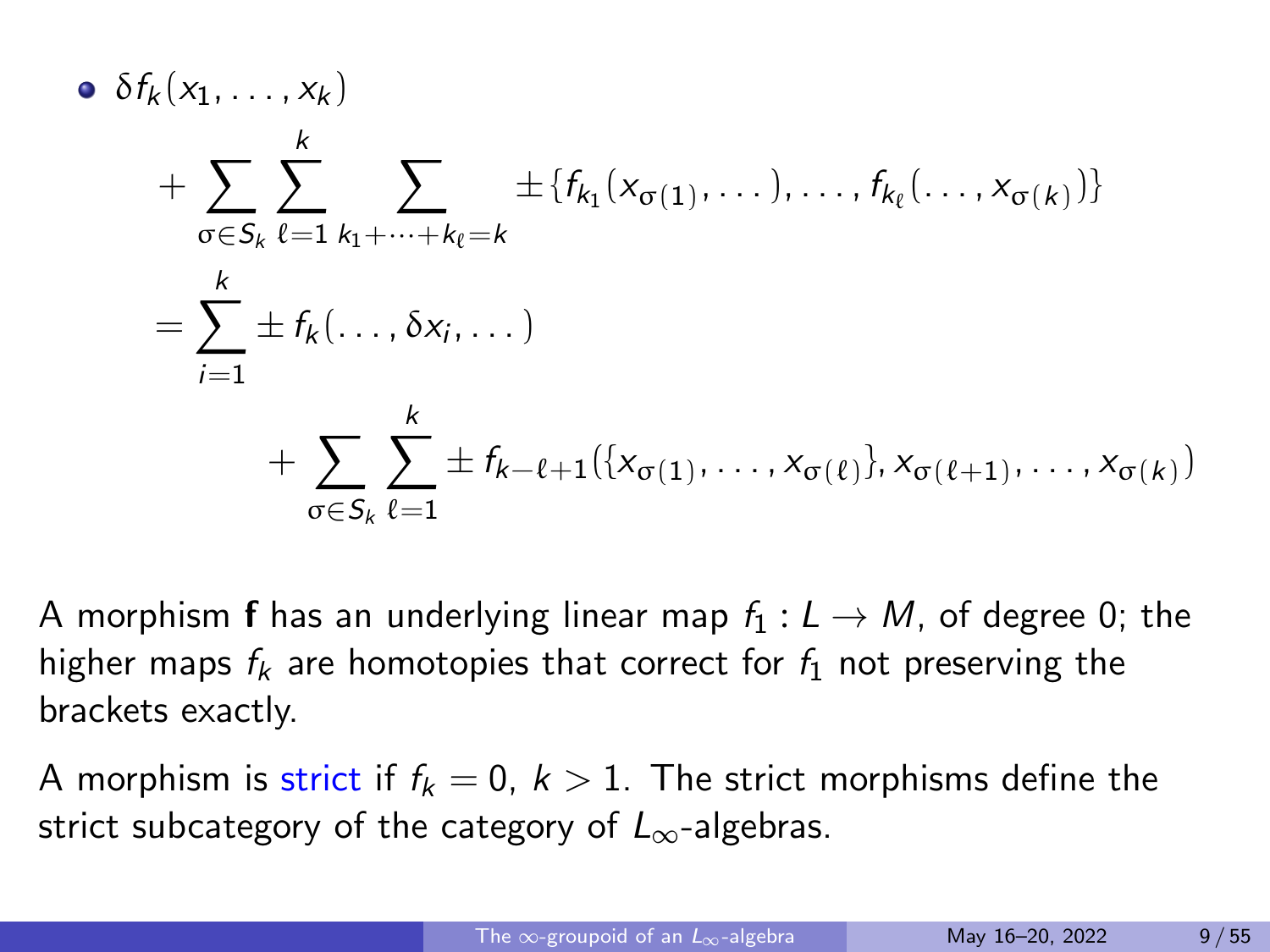- $\delta f_k(x_1, \dots, x_k)$

$$
\begin{aligned}
&+ \sum_{\sigma \in S_k} \sum_{\ell=1}^{k} \sum_{k_1 + \dots + k_\ell = k} \pm \{ f_{k_1}(x_{\sigma(1)}, \dots), \dots, f_{k_\ell}(\dots, x_{\sigma(k)}) \} \\
&= \sum_{i=1}^{k} \pm f_k(\dots, \delta x_i, \dots) \\
&\qquad + \sum_{\sigma \in S_k} \sum_{\ell=1}^{k} \pm f_{k-\ell+1}(\{x_{\sigma(1)}, \dots, x_{\sigma(\ell)}\}, x_{\sigma(\ell+1)}, \dots, x_{\sigma(k)})
\end{aligned}
$$

A morphism **f** has an underlying linear map $f_1 : L \to M$, of degree 0; the higher maps $f_k$ are homotopies that correct for $f_1$ not preserving the brackets exactly.

A morphism is strict if $f_k = 0$, $k > 1$. The strict morphisms define the strict subcategory of the category of $L_\infty$-algebras.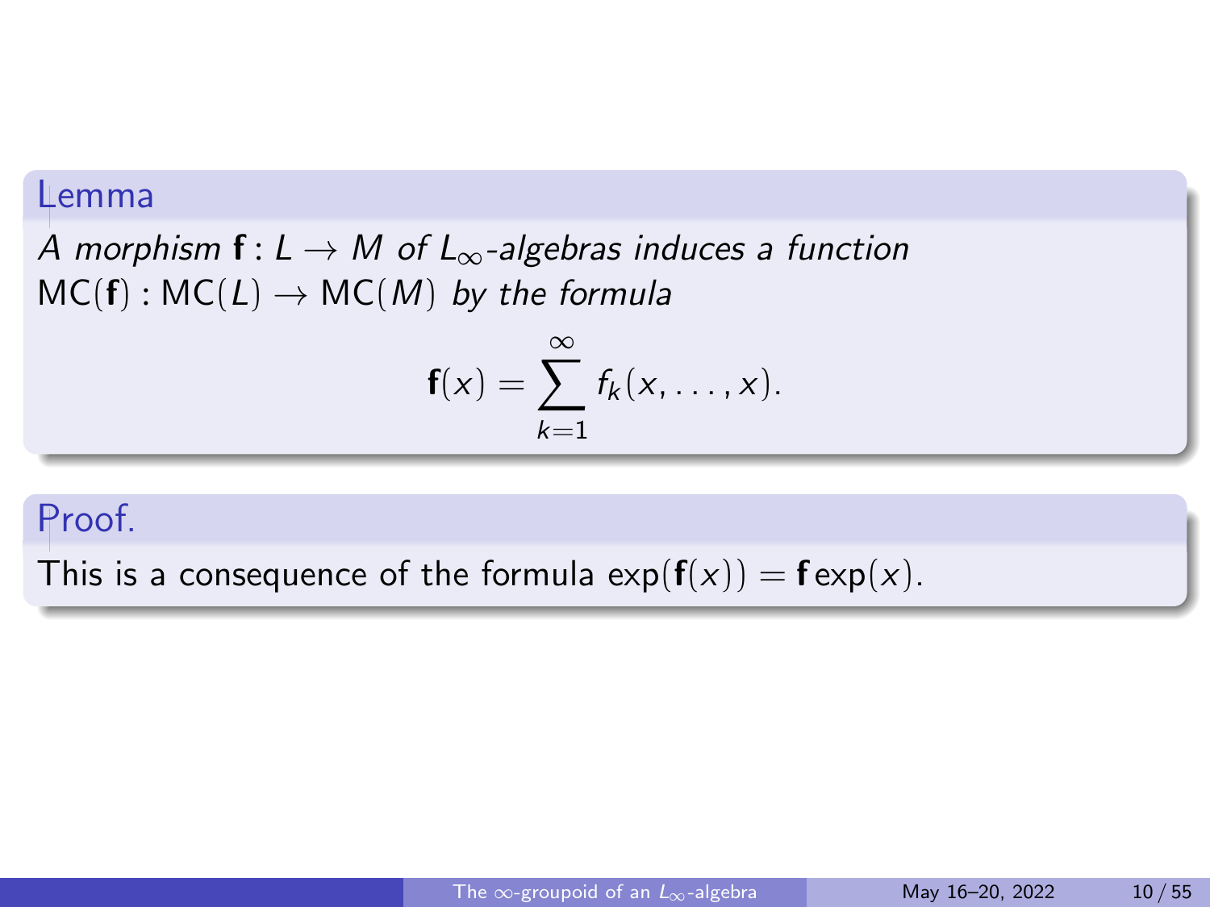**Lemma**

*A morphism* $\mathbf{f} : L \to M$ *of* $L_\infty$*-algebras induces a function* $\mathsf{MC}(\mathbf{f}) : \mathsf{MC}(L) \to \mathsf{MC}(M)$ *by the formula*

$$\mathbf{f}(x) = \sum_{k=1}^{\infty} f_k(x, \dots, x).$$

**Proof.**

This is a consequence of the formula $\exp(\mathbf{f}(x)) = \mathbf{f} \exp(x)$.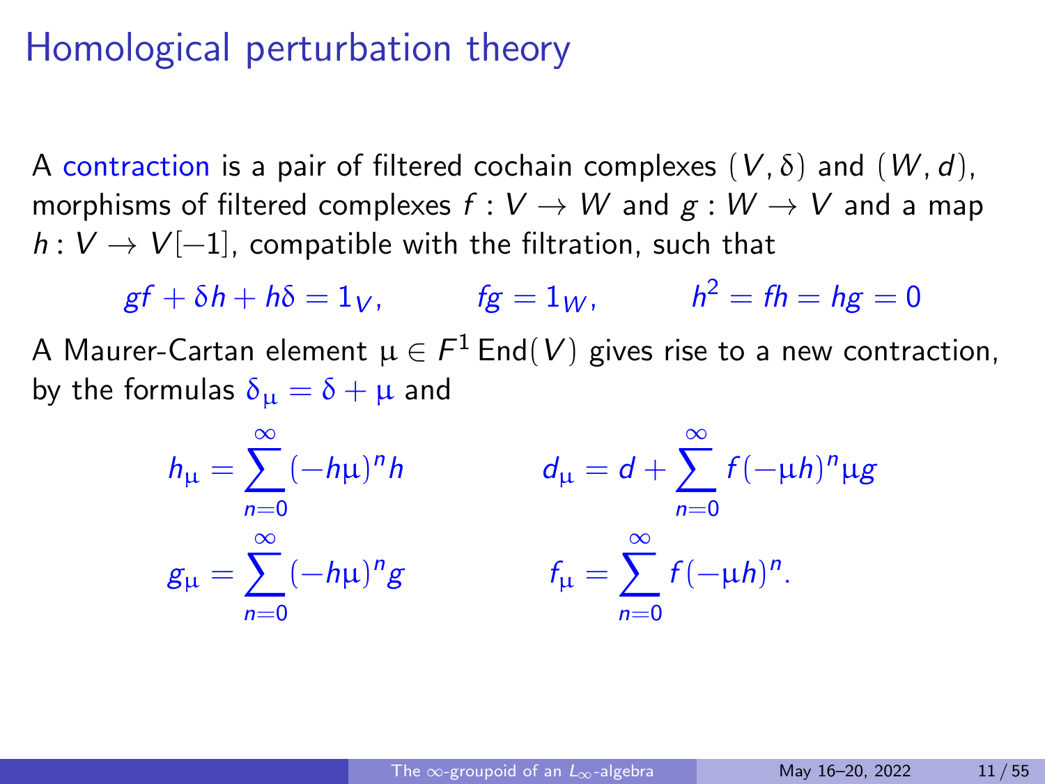# Homological perturbation theory

A contraction is a pair of filtered cochain complexes $(V, \delta)$ and $(W, d)$, morphisms of filtered complexes $f : V \to W$ and $g : W \to V$ and a map $h : V \to V[-1]$, compatible with the filtration, such that

$$gf + \delta h + h\delta = 1_V, \qquad fg = 1_W, \qquad h^2 = fh = hg = 0$$

A Maurer-Cartan element $\mu \in F^1 \operatorname{End}(V)$ gives rise to a new contraction, by the formulas $\delta_\mu = \delta + \mu$ and

$$h_\mu = \sum_{n=0}^{\infty} (-h\mu)^n h \qquad\qquad d_\mu = d + \sum_{n=0}^{\infty} f(-\mu h)^n \mu g$$

$$g_\mu = \sum_{n=0}^{\infty} (-h\mu)^n g \qquad\qquad f_\mu = \sum_{n=0}^{\infty} f(-\mu h)^n.$$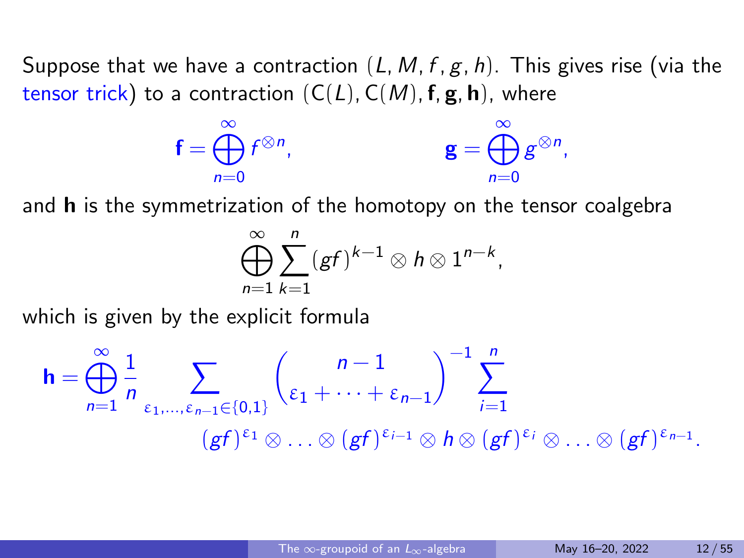Suppose that we have a contraction $(L, M, f, g, h)$. This gives rise (via the tensor trick) to a contraction $(\mathsf{C}(L), \mathsf{C}(M), \mathbf{f}, \mathbf{g}, \mathbf{h})$, where

$$\mathbf{f} = \bigoplus_{n=0}^{\infty} f^{\otimes n}, \qquad \mathbf{g} = \bigoplus_{n=0}^{\infty} g^{\otimes n},$$

and $\mathbf{h}$ is the symmetrization of the homotopy on the tensor coalgebra

$$\bigoplus_{n=1}^{\infty} \sum_{k=1}^{n} (gf)^{k-1} \otimes h \otimes 1^{n-k},$$

which is given by the explicit formula

$$\mathbf{h} = \bigoplus_{n=1}^{\infty} \frac{1}{n} \sum_{\varepsilon_1, \ldots, \varepsilon_{n-1} \in \{0,1\}} \binom{n-1}{\varepsilon_1 + \cdots + \varepsilon_{n-1}}^{-1} \sum_{i=1}^{n} (gf)^{\varepsilon_1} \otimes \ldots \otimes (gf)^{\varepsilon_{i-1}} \otimes h \otimes (gf)^{\varepsilon_i} \otimes \ldots \otimes (gf)^{\varepsilon_{n-1}}.$$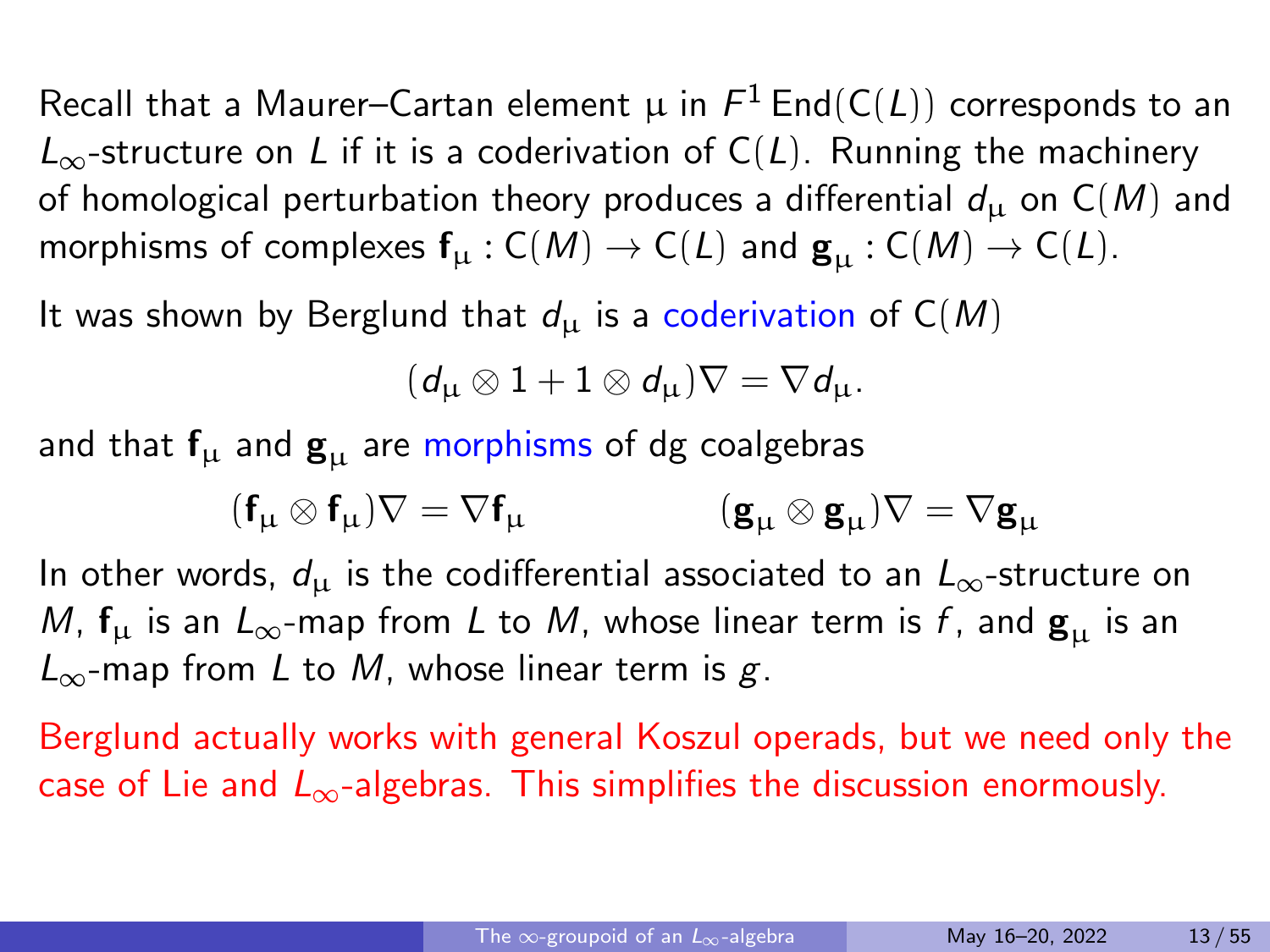Recall that a Maurer–Cartan element $\mu$ in $F^1 \operatorname{End}(\mathsf{C}(L))$ corresponds to an $L_\infty$-structure on $L$ if it is a coderivation of $\mathsf{C}(L)$. Running the machinery of homological perturbation theory produces a differential $d_\mu$ on $\mathsf{C}(M)$ and morphisms of complexes $\mathbf{f}_\mu : \mathsf{C}(M) \to \mathsf{C}(L)$ and $\mathbf{g}_\mu : \mathsf{C}(M) \to \mathsf{C}(L)$.

It was shown by Berglund that $d_\mu$ is a coderivation of $\mathsf{C}(M)$

$$(d_\mu \otimes 1 + 1 \otimes d_\mu)\nabla = \nabla d_\mu.$$

and that $\mathbf{f}_\mu$ and $\mathbf{g}_\mu$ are morphisms of dg coalgebras

$$(\mathbf{f}_\mu \otimes \mathbf{f}_\mu)\nabla = \nabla \mathbf{f}_\mu \qquad\qquad (\mathbf{g}_\mu \otimes \mathbf{g}_\mu)\nabla = \nabla \mathbf{g}_\mu$$

In other words, $d_\mu$ is the codifferential associated to an $L_\infty$-structure on $M$, $\mathbf{f}_\mu$ is an $L_\infty$-map from $L$ to $M$, whose linear term is $f$, and $\mathbf{g}_\mu$ is an $L_\infty$-map from $L$ to $M$, whose linear term is $g$.

Berglund actually works with general Koszul operads, but we need only the case of Lie and $L_\infty$-algebras. This simplifies the discussion enormously.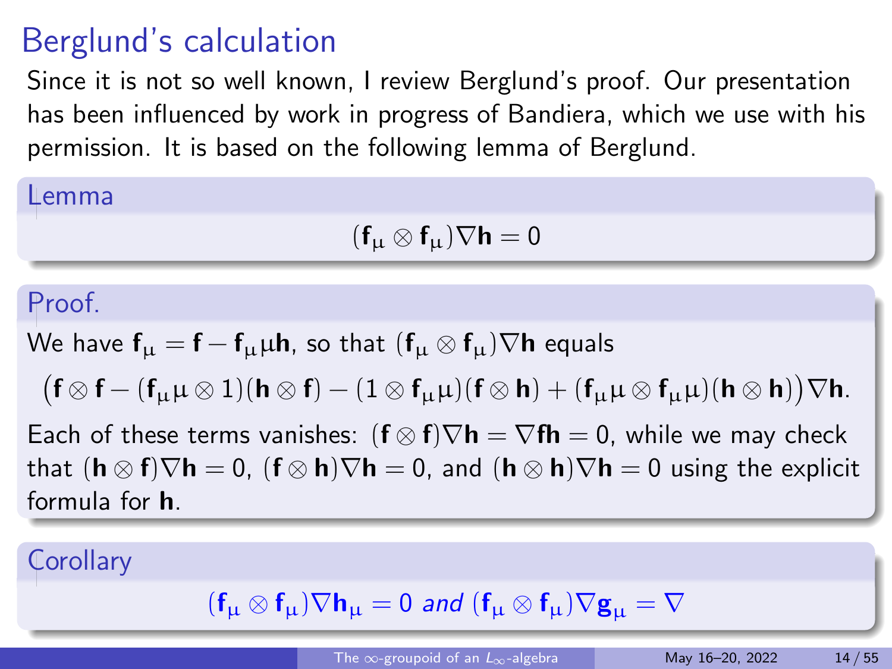# Berglund's calculation

Since it is not so well known, I review Berglund's proof. Our presentation has been influenced by work in progress of Bandiera, which we use with his permission. It is based on the following lemma of Berglund.

**Lemma**

$$(\mathbf{f}_\mu \otimes \mathbf{f}_\mu)\nabla \mathbf{h} = 0$$

**Proof.**

We have $\mathbf{f}_\mu = \mathbf{f} - \mathbf{f}_\mu \mu \mathbf{h}$, so that $(\mathbf{f}_\mu \otimes \mathbf{f}_\mu)\nabla \mathbf{h}$ equals

$$\big(\mathbf{f} \otimes \mathbf{f} - (\mathbf{f}_\mu \mu \otimes 1)(\mathbf{h} \otimes \mathbf{f}) - (1 \otimes \mathbf{f}_\mu \mu)(\mathbf{f} \otimes \mathbf{h}) + (\mathbf{f}_\mu \mu \otimes \mathbf{f}_\mu \mu)(\mathbf{h} \otimes \mathbf{h})\big)\nabla \mathbf{h}.$$

Each of these terms vanishes: $(\mathbf{f} \otimes \mathbf{f})\nabla \mathbf{h} = \nabla \mathbf{f}\mathbf{h} = 0$, while we may check that $(\mathbf{h} \otimes \mathbf{f})\nabla \mathbf{h} = 0$, $(\mathbf{f} \otimes \mathbf{h})\nabla \mathbf{h} = 0$, and $(\mathbf{h} \otimes \mathbf{h})\nabla \mathbf{h} = 0$ using the explicit formula for $\mathbf{h}$.

**Corollary**

*$(\mathbf{f}_\mu \otimes \mathbf{f}_\mu)\nabla \mathbf{h}_\mu = 0$ and $(\mathbf{f}_\mu \otimes \mathbf{f}_\mu)\nabla \mathbf{g}_\mu = \nabla$*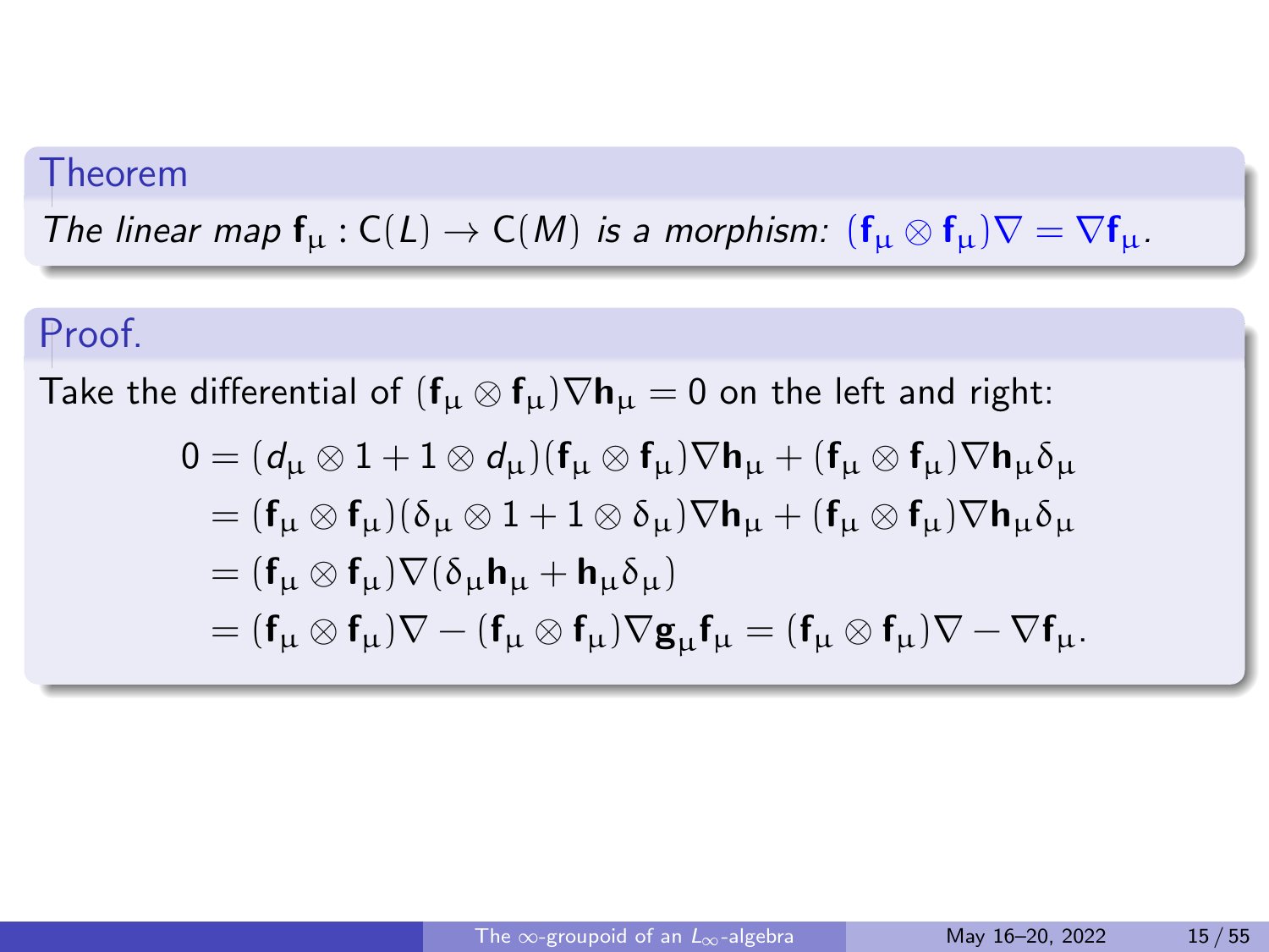**Theorem**

*The linear map $\mathbf{f}_\mu : \mathsf{C}(L) \to \mathsf{C}(M)$ is a morphism: $(\mathbf{f}_\mu \otimes \mathbf{f}_\mu)\nabla = \nabla \mathbf{f}_\mu$.*

**Proof.**

Take the differential of $(\mathbf{f}_\mu \otimes \mathbf{f}_\mu)\nabla \mathbf{h}_\mu = 0$ on the left and right:

$$
\begin{aligned}
0 &= (d_\mu \otimes 1 + 1 \otimes d_\mu)(\mathbf{f}_\mu \otimes \mathbf{f}_\mu)\nabla \mathbf{h}_\mu + (\mathbf{f}_\mu \otimes \mathbf{f}_\mu)\nabla \mathbf{h}_\mu \delta_\mu \\
&= (\mathbf{f}_\mu \otimes \mathbf{f}_\mu)(\delta_\mu \otimes 1 + 1 \otimes \delta_\mu)\nabla \mathbf{h}_\mu + (\mathbf{f}_\mu \otimes \mathbf{f}_\mu)\nabla \mathbf{h}_\mu \delta_\mu \\
&= (\mathbf{f}_\mu \otimes \mathbf{f}_\mu)\nabla(\delta_\mu \mathbf{h}_\mu + \mathbf{h}_\mu \delta_\mu) \\
&= (\mathbf{f}_\mu \otimes \mathbf{f}_\mu)\nabla - (\mathbf{f}_\mu \otimes \mathbf{f}_\mu)\nabla \mathbf{g}_\mu \mathbf{f}_\mu = (\mathbf{f}_\mu \otimes \mathbf{f}_\mu)\nabla - \nabla \mathbf{f}_\mu.
\end{aligned}
$$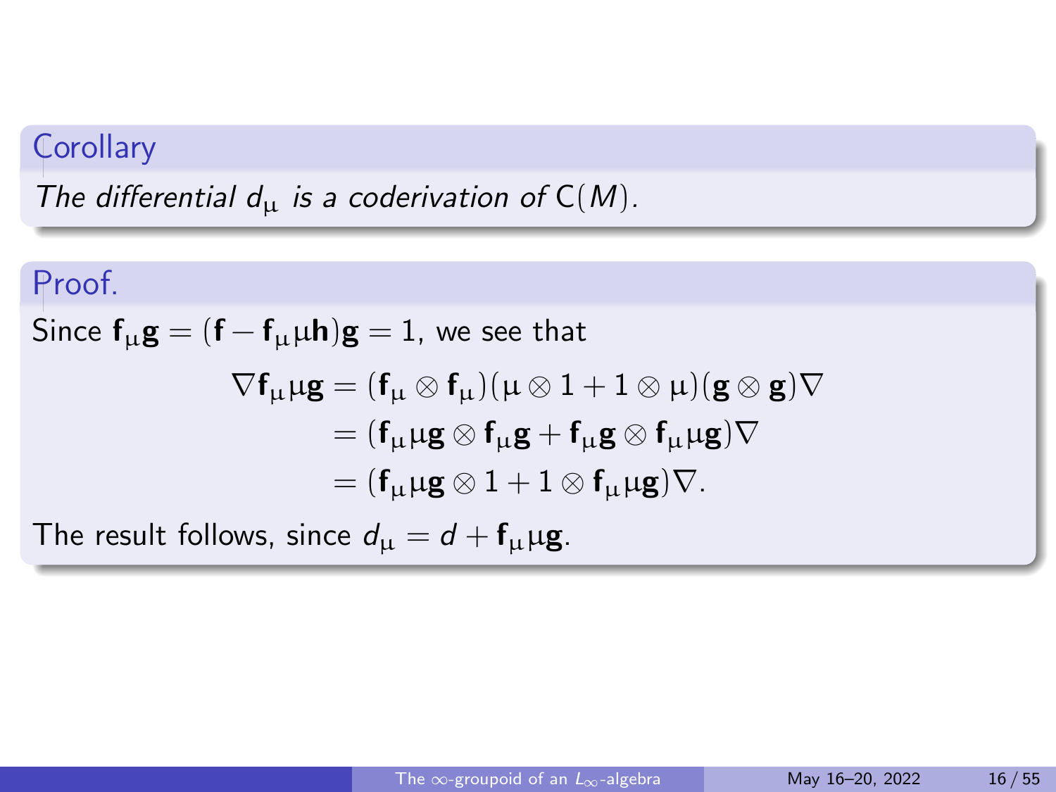**Corollary**

*The differential $d_\mu$ is a coderivation of $\mathsf{C}(M)$.*

**Proof.**

Since $\mathbf{f}_\mu \mathbf{g} = (\mathbf{f} - \mathbf{f}_\mu \mu \mathbf{h})\mathbf{g} = 1$, we see that

$$
\begin{aligned}
\nabla \mathbf{f}_\mu \mu \mathbf{g} &= (\mathbf{f}_\mu \otimes \mathbf{f}_\mu)(\mu \otimes 1 + 1 \otimes \mu)(\mathbf{g} \otimes \mathbf{g})\nabla \\
&= (\mathbf{f}_\mu \mu \mathbf{g} \otimes \mathbf{f}_\mu \mathbf{g} + \mathbf{f}_\mu \mathbf{g} \otimes \mathbf{f}_\mu \mu \mathbf{g})\nabla \\
&= (\mathbf{f}_\mu \mu \mathbf{g} \otimes 1 + 1 \otimes \mathbf{f}_\mu \mu \mathbf{g})\nabla.
\end{aligned}
$$

The result follows, since $d_\mu = d + \mathbf{f}_\mu \mu \mathbf{g}$.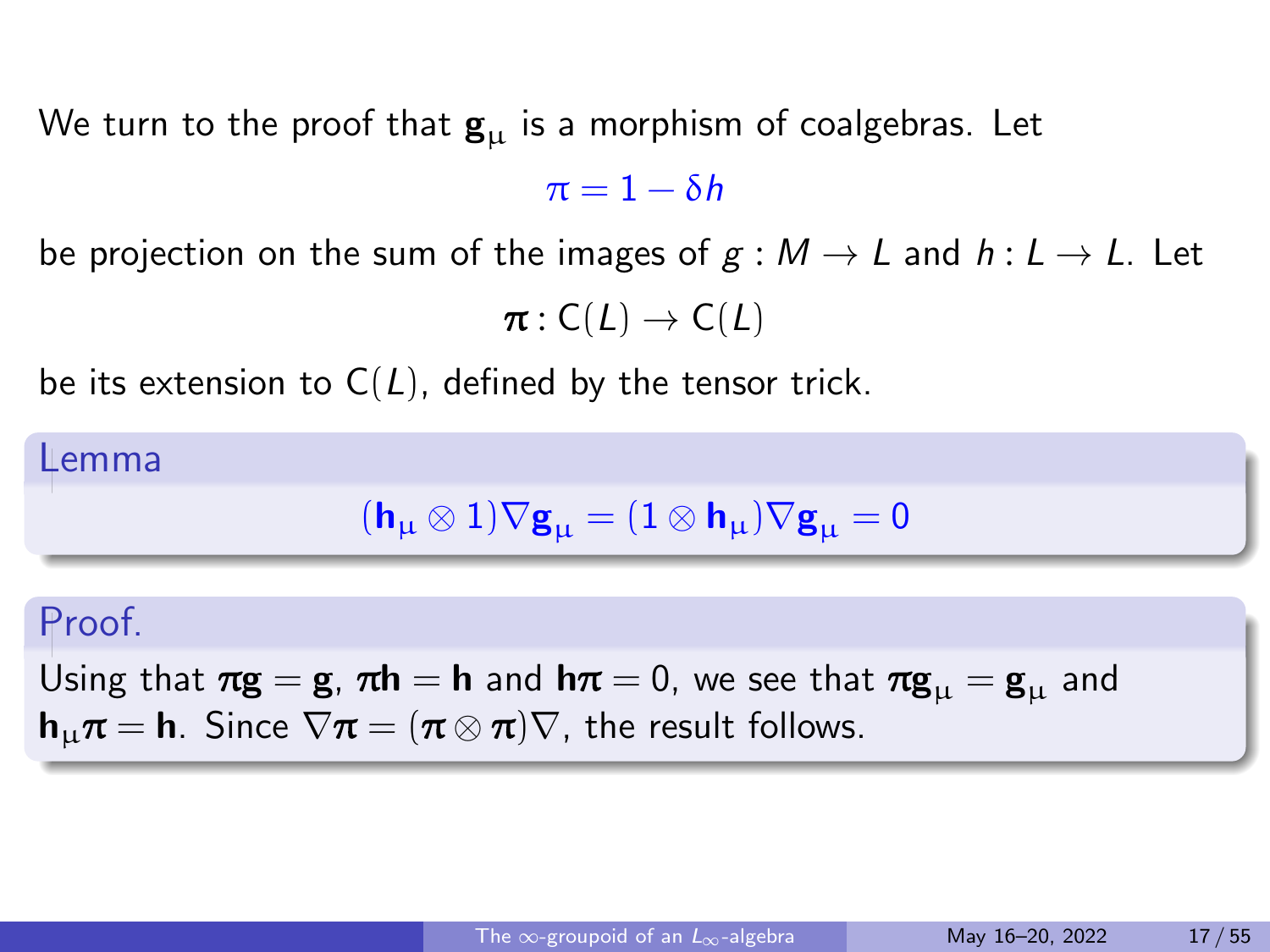We turn to the proof that $\mathbf{g}_\mu$ is a morphism of coalgebras. Let

$$\pi = 1 - \delta h$$

be projection on the sum of the images of $g : M \to L$ and $h : L \to L$. Let

$$\boldsymbol{\pi} : \mathsf{C}(L) \to \mathsf{C}(L)$$

be its extension to $\mathsf{C}(L)$, defined by the tensor trick.

**Lemma**

$$(\mathbf{h}_\mu \otimes 1)\nabla \mathbf{g}_\mu = (1 \otimes \mathbf{h}_\mu)\nabla \mathbf{g}_\mu = 0$$

**Proof.**

Using that $\boldsymbol{\pi}\mathbf{g} = \mathbf{g}$, $\boldsymbol{\pi}\mathbf{h} = \mathbf{h}$ and $\mathbf{h}\boldsymbol{\pi} = 0$, we see that $\boldsymbol{\pi}\mathbf{g}_\mu = \mathbf{g}_\mu$ and $\mathbf{h}_\mu\boldsymbol{\pi} = \mathbf{h}$. Since $\nabla\boldsymbol{\pi} = (\boldsymbol{\pi} \otimes \boldsymbol{\pi})\nabla$, the result follows.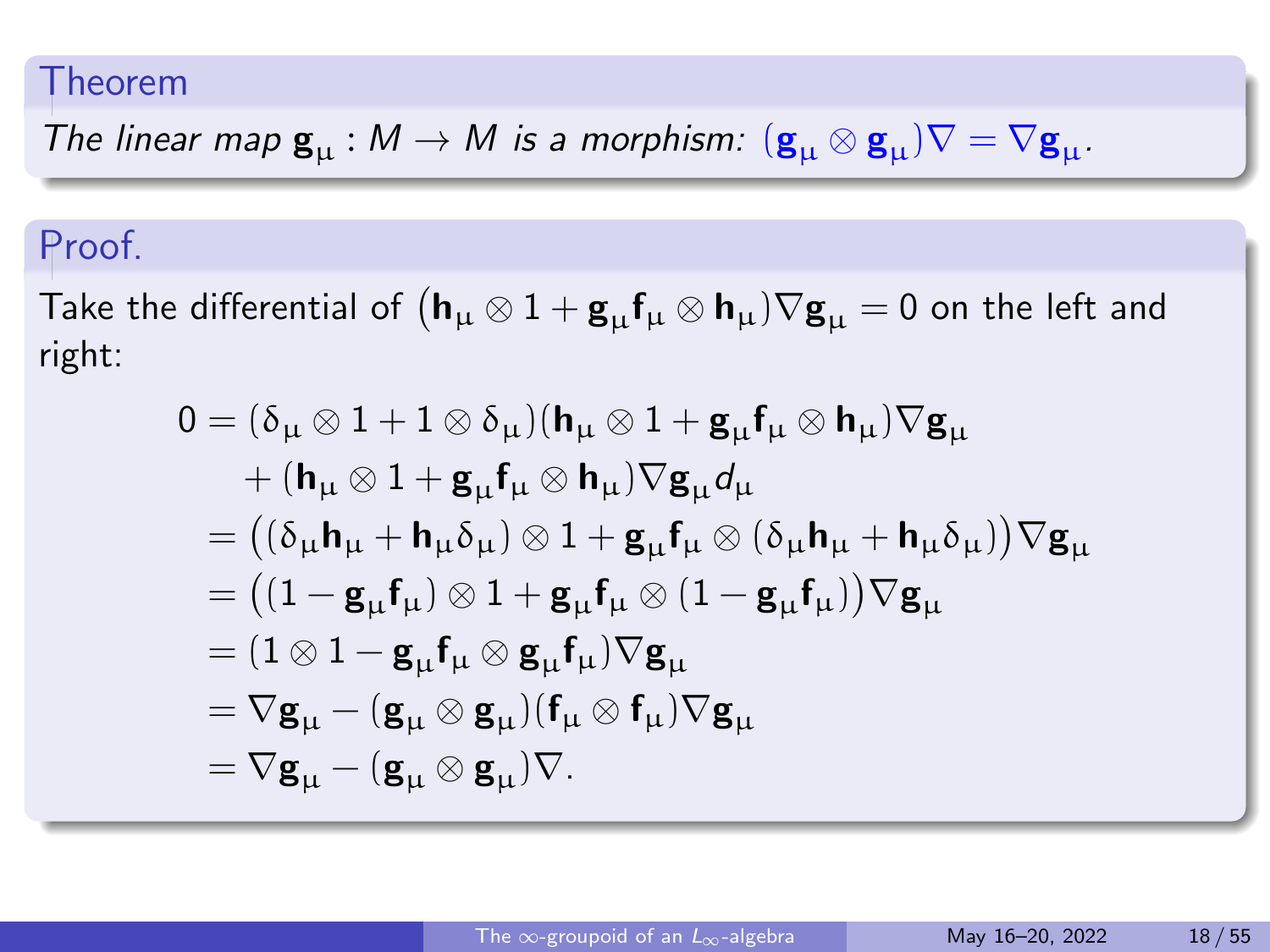**Theorem**

*The linear map $\mathbf{g}_\mu : M \to M$ is a morphism: $(\mathbf{g}_\mu \otimes \mathbf{g}_\mu)\nabla = \nabla \mathbf{g}_\mu$.*

**Proof.**

Take the differential of $(\mathbf{h}_\mu \otimes 1 + \mathbf{g}_\mu \mathbf{f}_\mu \otimes \mathbf{h}_\mu)\nabla \mathbf{g}_\mu = 0$ on the left and right:

$$
\begin{aligned}
0 &= (\delta_\mu \otimes 1 + 1 \otimes \delta_\mu)(\mathbf{h}_\mu \otimes 1 + \mathbf{g}_\mu \mathbf{f}_\mu \otimes \mathbf{h}_\mu)\nabla \mathbf{g}_\mu \\
&\quad + (\mathbf{h}_\mu \otimes 1 + \mathbf{g}_\mu \mathbf{f}_\mu \otimes \mathbf{h}_\mu)\nabla \mathbf{g}_\mu d_\mu \\
&= \big((\delta_\mu \mathbf{h}_\mu + \mathbf{h}_\mu \delta_\mu) \otimes 1 + \mathbf{g}_\mu \mathbf{f}_\mu \otimes (\delta_\mu \mathbf{h}_\mu + \mathbf{h}_\mu \delta_\mu)\big)\nabla \mathbf{g}_\mu \\
&= \big((1 - \mathbf{g}_\mu \mathbf{f}_\mu) \otimes 1 + \mathbf{g}_\mu \mathbf{f}_\mu \otimes (1 - \mathbf{g}_\mu \mathbf{f}_\mu)\big)\nabla \mathbf{g}_\mu \\
&= (1 \otimes 1 - \mathbf{g}_\mu \mathbf{f}_\mu \otimes \mathbf{g}_\mu \mathbf{f}_\mu)\nabla \mathbf{g}_\mu \\
&= \nabla \mathbf{g}_\mu - (\mathbf{g}_\mu \otimes \mathbf{g}_\mu)(\mathbf{f}_\mu \otimes \mathbf{f}_\mu)\nabla \mathbf{g}_\mu \\
&= \nabla \mathbf{g}_\mu - (\mathbf{g}_\mu \otimes \mathbf{g}_\mu)\nabla.
\end{aligned}
$$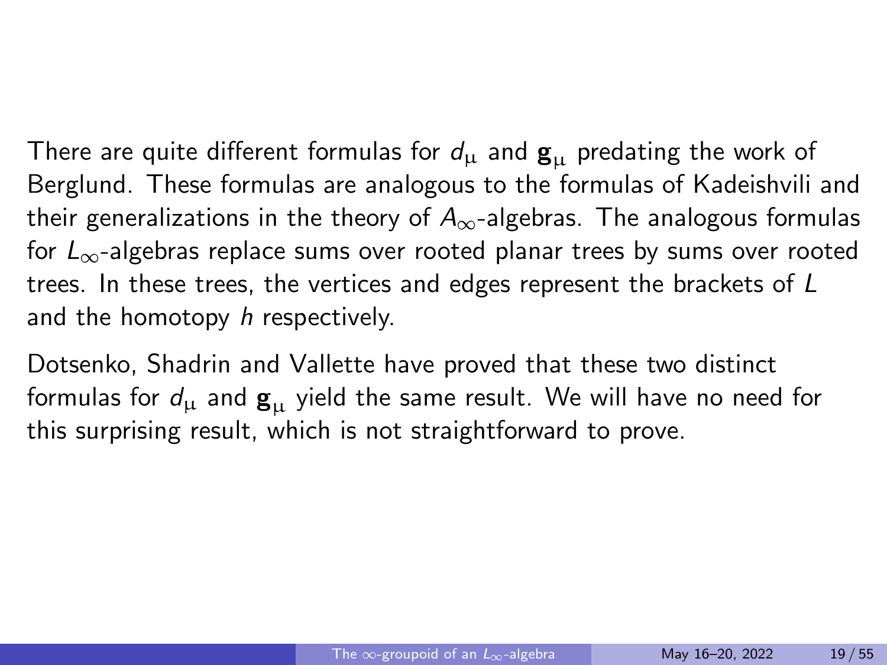There are quite different formulas for $d_\mu$ and $\mathbf{g}_\mu$ predating the work of Berglund. These formulas are analogous to the formulas of Kadeishvili and their generalizations in the theory of $A_\infty$-algebras. The analogous formulas for $L_\infty$-algebras replace sums over rooted planar trees by sums over rooted trees. In these trees, the vertices and edges represent the brackets of $L$ and the homotopy $h$ respectively.

Dotsenko, Shadrin and Vallette have proved that these two distinct formulas for $d_\mu$ and $\mathbf{g}_\mu$ yield the same result. We will have no need for this surprising result, which is not straightforward to prove.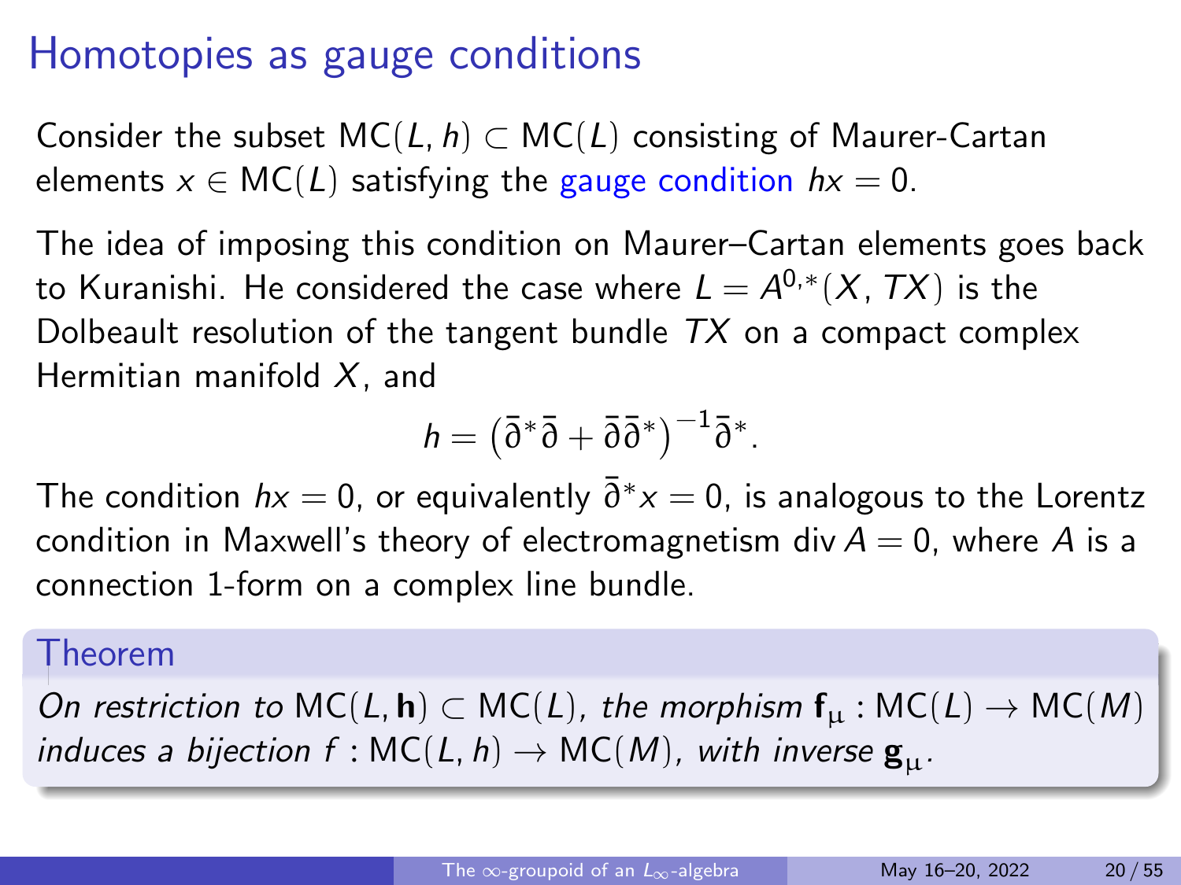# Homotopies as gauge conditions

Consider the subset $\mathsf{MC}(L, h) \subset \mathsf{MC}(L)$ consisting of Maurer-Cartan elements $x \in \mathsf{MC}(L)$ satisfying the gauge condition $hx = 0$.

The idea of imposing this condition on Maurer–Cartan elements goes back to Kuranishi. He considered the case where $L = A^{0,*}(X, TX)$ is the Dolbeault resolution of the tangent bundle $TX$ on a compact complex Hermitian manifold $X$, and

$$h = \left(\bar{\partial}^* \bar{\partial} + \bar{\partial} \bar{\partial}^*\right)^{-1} \bar{\partial}^*.$$

The condition $hx = 0$, or equivalently $\bar{\partial}^* x = 0$, is analogous to the Lorentz condition in Maxwell's theory of electromagnetism $\operatorname{div} A = 0$, where $A$ is a connection 1-form on a complex line bundle.

**Theorem**

*On restriction to $\mathsf{MC}(L, \mathbf{h}) \subset \mathsf{MC}(L)$, the morphism $\mathbf{f}_\mu : \mathsf{MC}(L) \to \mathsf{MC}(M)$ induces a bijection $f : \mathsf{MC}(L, h) \to \mathsf{MC}(M)$, with inverse $\mathbf{g}_\mu$.*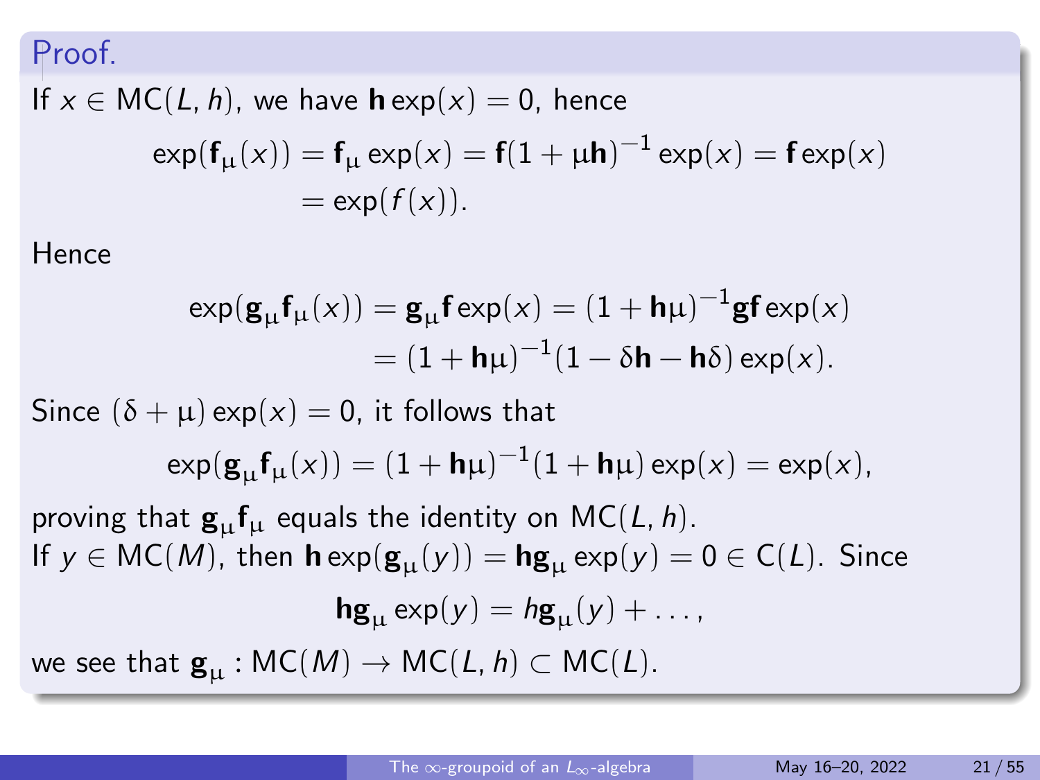Proof.

If $x \in \mathsf{MC}(L, h)$, we have $\mathbf{h}\exp(x) = 0$, hence

$$
\begin{aligned}
\exp(\mathbf{f}_\mu(x)) &= \mathbf{f}_\mu \exp(x) = \mathbf{f}(1+\mu\mathbf{h})^{-1}\exp(x) = \mathbf{f}\exp(x) \\
&= \exp(f(x)).
\end{aligned}
$$

Hence

$$
\begin{aligned}
\exp(\mathbf{g}_\mu\mathbf{f}_\mu(x)) &= \mathbf{g}_\mu\mathbf{f}\exp(x) = (1+\mathbf{h}\mu)^{-1}\mathbf{g}\mathbf{f}\exp(x) \\
&= (1+\mathbf{h}\mu)^{-1}(1-\delta\mathbf{h}-\mathbf{h}\delta)\exp(x).
\end{aligned}
$$

Since $(\delta+\mu)\exp(x) = 0$, it follows that

$$
\exp(\mathbf{g}_\mu\mathbf{f}_\mu(x)) = (1+\mathbf{h}\mu)^{-1}(1+\mathbf{h}\mu)\exp(x) = \exp(x),
$$

proving that $\mathbf{g}_\mu\mathbf{f}_\mu$ equals the identity on $\mathsf{MC}(L, h)$.

If $y \in \mathsf{MC}(M)$, then $\mathbf{h}\exp(\mathbf{g}_\mu(y)) = \mathbf{h}\mathbf{g}_\mu\exp(y) = 0 \in \mathsf{C}(L)$. Since

$$
\mathbf{h}\mathbf{g}_\mu\exp(y) = h\mathbf{g}_\mu(y) + \dots,
$$

we see that $\mathbf{g}_\mu : \mathsf{MC}(M) \to \mathsf{MC}(L, h) \subset \mathsf{MC}(L)$.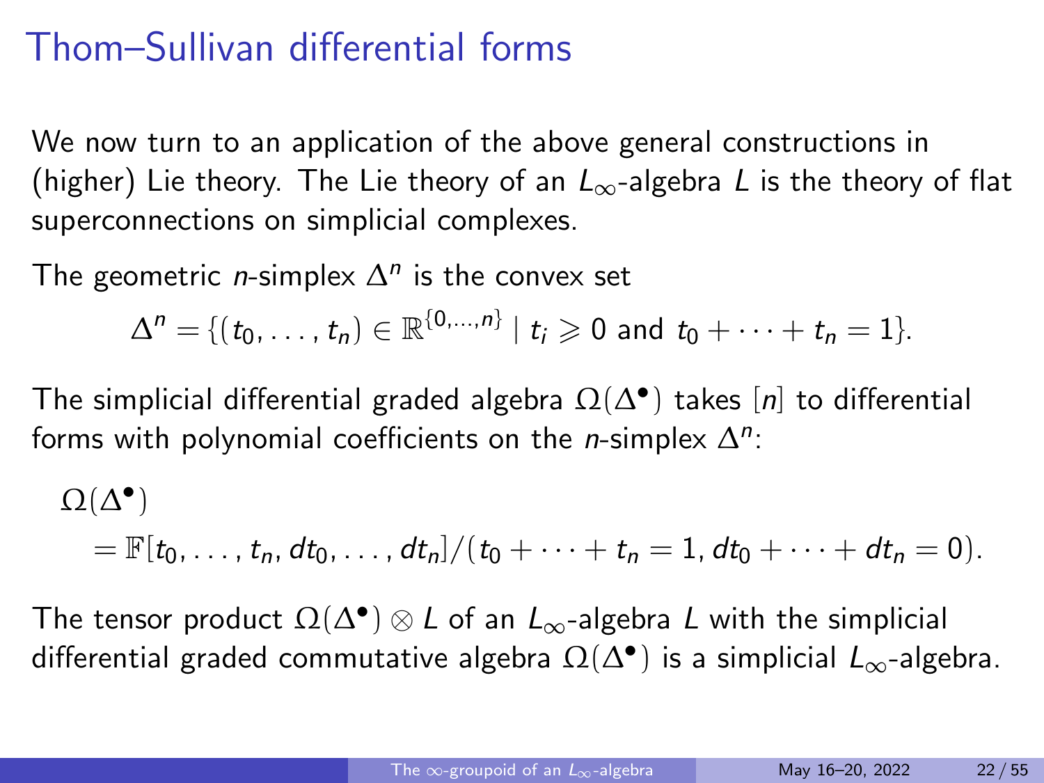# Thom–Sullivan differential forms

We now turn to an application of the above general constructions in (higher) Lie theory. The Lie theory of an $L_\infty$-algebra $L$ is the theory of flat superconnections on simplicial complexes.

The geometric $n$-simplex $\Delta^n$ is the convex set

$$\Delta^n = \{(t_0, \dots, t_n) \in \mathbb{R}^{\{0,\dots,n\}} \mid t_i \geqslant 0 \text{ and } t_0 + \cdots + t_n = 1\}.$$

The simplicial differential graded algebra $\Omega(\Delta^\bullet)$ takes $[n]$ to differential forms with polynomial coefficients on the $n$-simplex $\Delta^n$:

$$\Omega(\Delta^\bullet) = \mathbb{F}[t_0, \dots, t_n, dt_0, \dots, dt_n]/(t_0 + \cdots + t_n = 1, dt_0 + \cdots + dt_n = 0).$$

The tensor product $\Omega(\Delta^\bullet) \otimes L$ of an $L_\infty$-algebra $L$ with the simplicial differential graded commutative algebra $\Omega(\Delta^\bullet)$ is a simplicial $L_\infty$-algebra.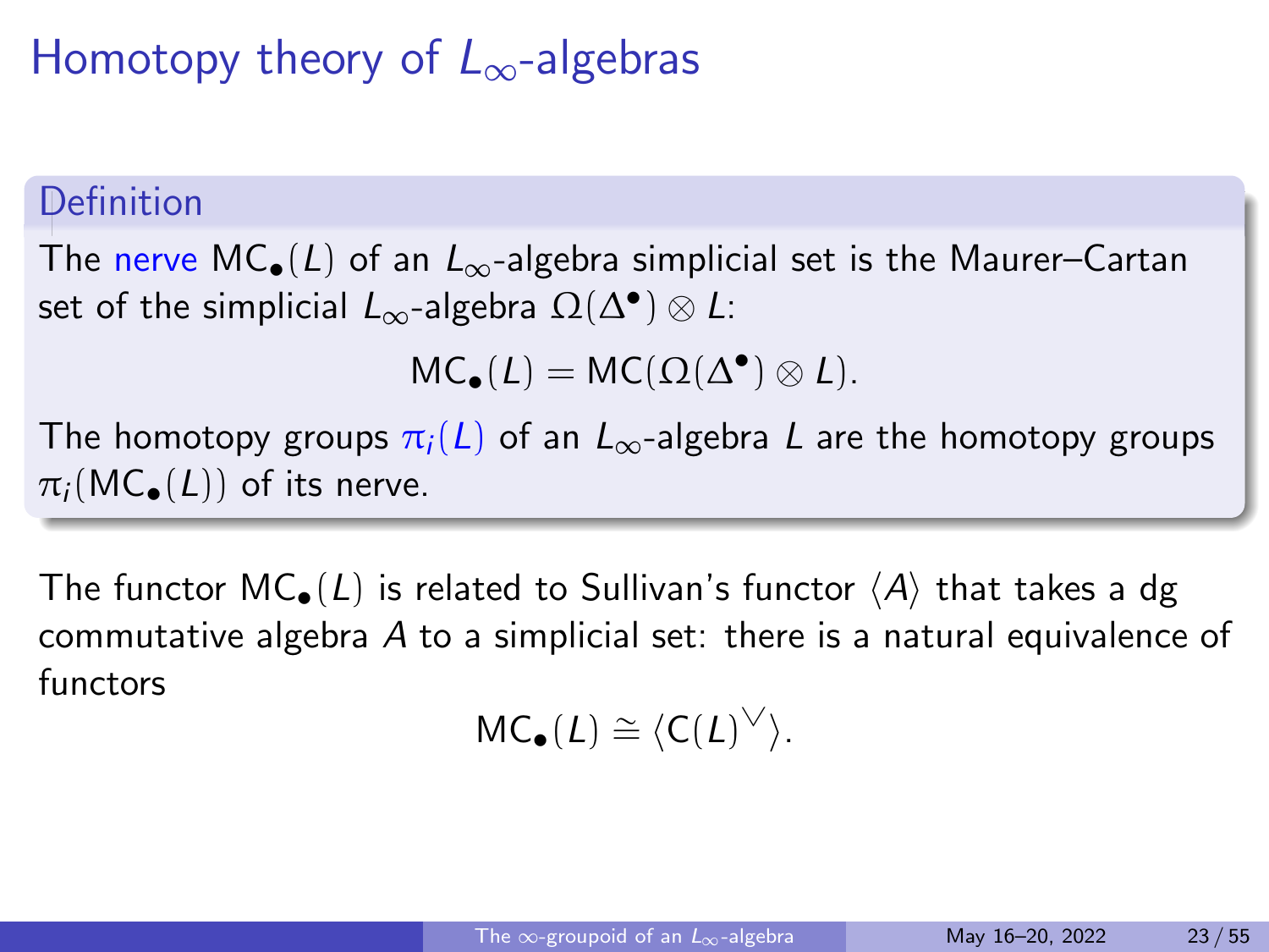# Homotopy theory of $L_\infty$-algebras

**Definition**

The nerve $\mathsf{MC}_\bullet(L)$ of an $L_\infty$-algebra simplicial set is the Maurer–Cartan set of the simplicial $L_\infty$-algebra $\Omega(\Delta^\bullet) \otimes L$:

$$\mathsf{MC}_\bullet(L) = \mathsf{MC}(\Omega(\Delta^\bullet) \otimes L).$$

The homotopy groups $\pi_i(L)$ of an $L_\infty$-algebra $L$ are the homotopy groups $\pi_i(\mathsf{MC}_\bullet(L))$ of its nerve.

The functor $\mathsf{MC}_\bullet(L)$ is related to Sullivan's functor $\langle A \rangle$ that takes a dg commutative algebra $A$ to a simplicial set: there is a natural equivalence of functors

$$\mathsf{MC}_\bullet(L) \cong \langle \mathsf{C}(L)^\vee \rangle.$$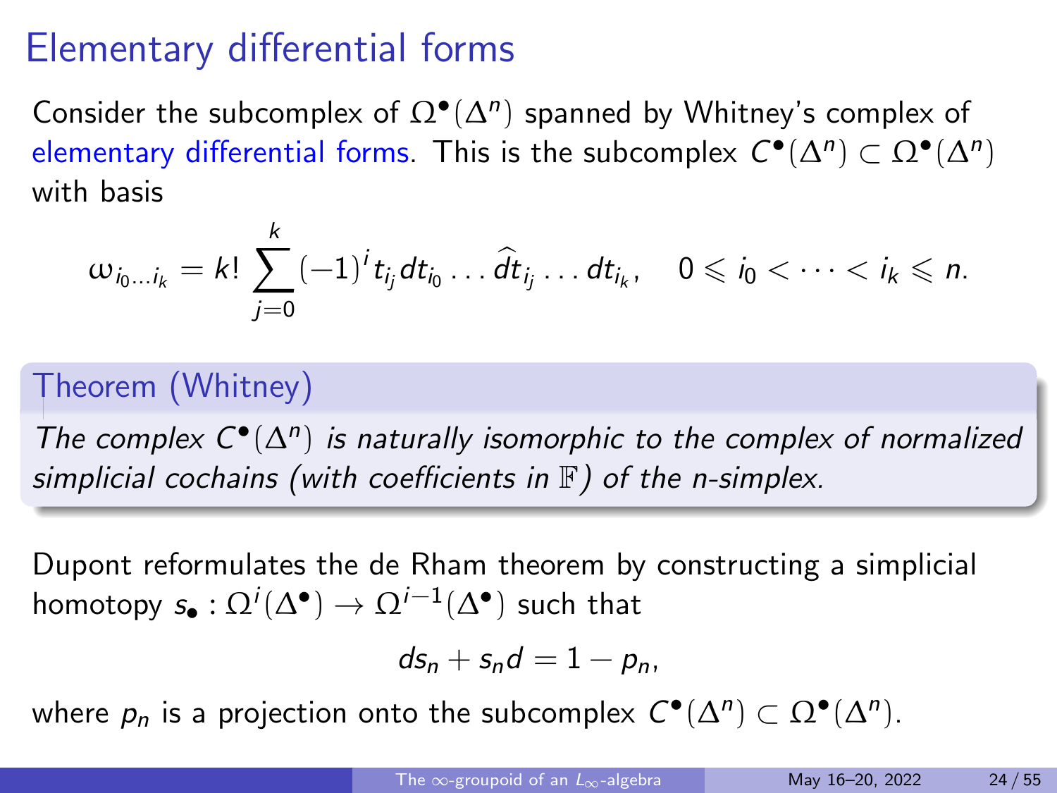# Elementary differential forms

Consider the subcomplex of $\Omega^\bullet(\Delta^n)$ spanned by Whitney's complex of elementary differential forms. This is the subcomplex $C^\bullet(\Delta^n) \subset \Omega^\bullet(\Delta^n)$ with basis

$$\omega_{i_0 \dots i_k} = k! \sum_{j=0}^{k} (-1)^i t_{i_j} dt_{i_0} \dots \widehat{dt}_{i_j} \dots dt_{i_k}, \quad 0 \leqslant i_0 < \dots < i_k \leqslant n.$$

**Theorem (Whitney)**

*The complex $C^\bullet(\Delta^n)$ is naturally isomorphic to the complex of normalized simplicial cochains (with coefficients in $\mathbb{F}$) of the n-simplex.*

Dupont reformulates the de Rham theorem by constructing a simplicial homotopy $s_\bullet : \Omega^i(\Delta^\bullet) \to \Omega^{i-1}(\Delta^\bullet)$ such that

$$ds_n + s_n d = 1 - p_n,$$

where $p_n$ is a projection onto the subcomplex $C^\bullet(\Delta^n) \subset \Omega^\bullet(\Delta^n)$.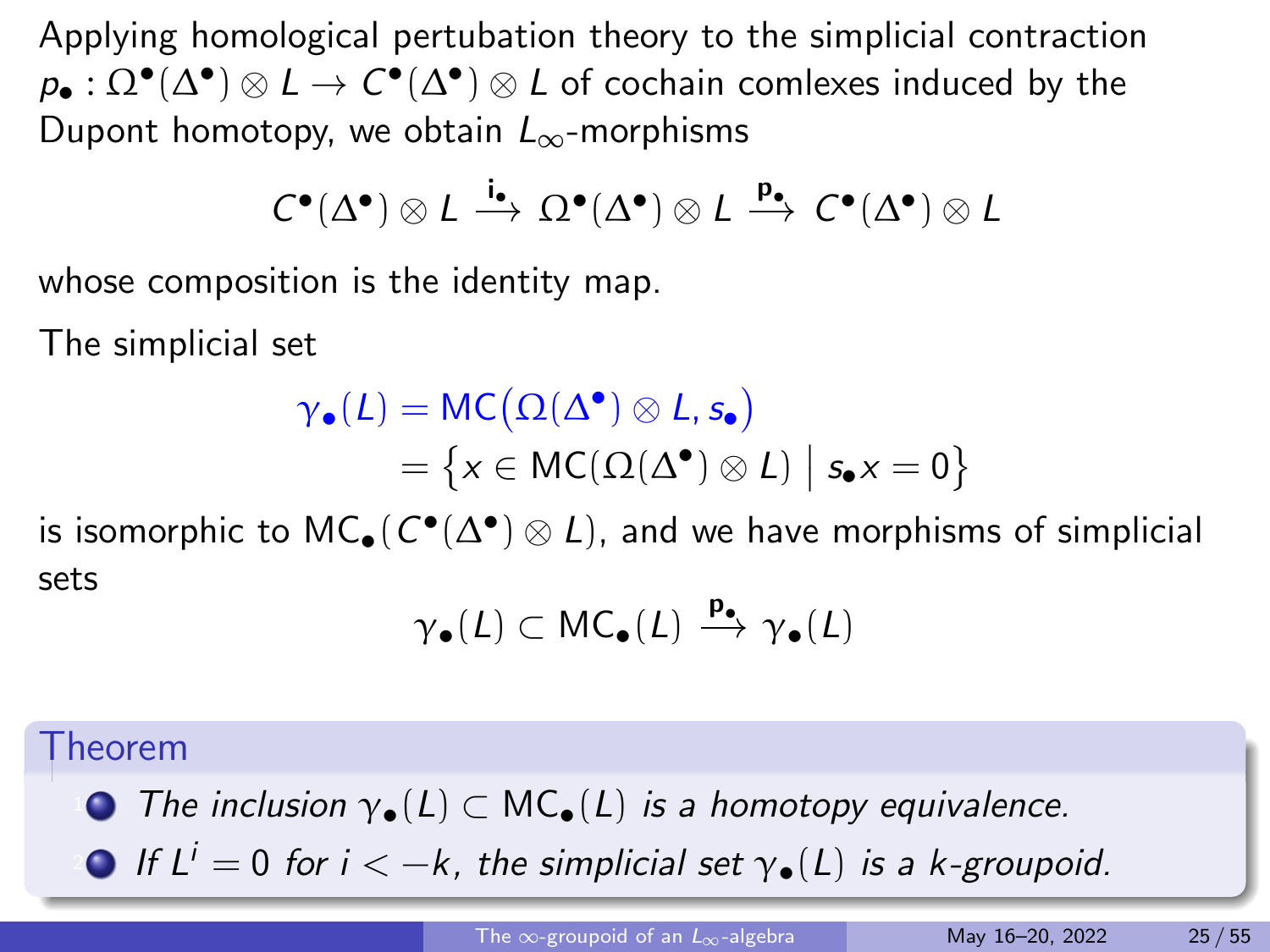Applying homological pertubation theory to the simplicial contraction $p_\bullet : \Omega^\bullet(\Delta^\bullet) \otimes L \to C^\bullet(\Delta^\bullet) \otimes L$ of cochain comlexes induced by the Dupont homotopy, we obtain $L_\infty$-morphisms

$$C^\bullet(\Delta^\bullet) \otimes L \xrightarrow{\mathbf{i}_\bullet} \Omega^\bullet(\Delta^\bullet) \otimes L \xrightarrow{\mathbf{p}_\bullet} C^\bullet(\Delta^\bullet) \otimes L$$

whose composition is the identity map.

The simplicial set

$$\begin{aligned} \gamma_\bullet(L) &= \mathsf{MC}\big(\Omega(\Delta^\bullet) \otimes L, s_\bullet\big) \\ &= \big\{ x \in \mathsf{MC}(\Omega(\Delta^\bullet) \otimes L) \;\big|\; s_\bullet x = 0 \big\} \end{aligned}$$

is isomorphic to $\mathsf{MC}_\bullet(C^\bullet(\Delta^\bullet) \otimes L)$, and we have morphisms of simplicial sets

$$\gamma_\bullet(L) \subset \mathsf{MC}_\bullet(L) \xrightarrow{\mathbf{p}_\bullet} \gamma_\bullet(L)$$

### Theorem

1. *The inclusion $\gamma_\bullet(L) \subset \mathsf{MC}_\bullet(L)$ is a homotopy equivalence.*
2. *If $L^i = 0$ for $i < -k$, the simplicial set $\gamma_\bullet(L)$ is a k-groupoid.*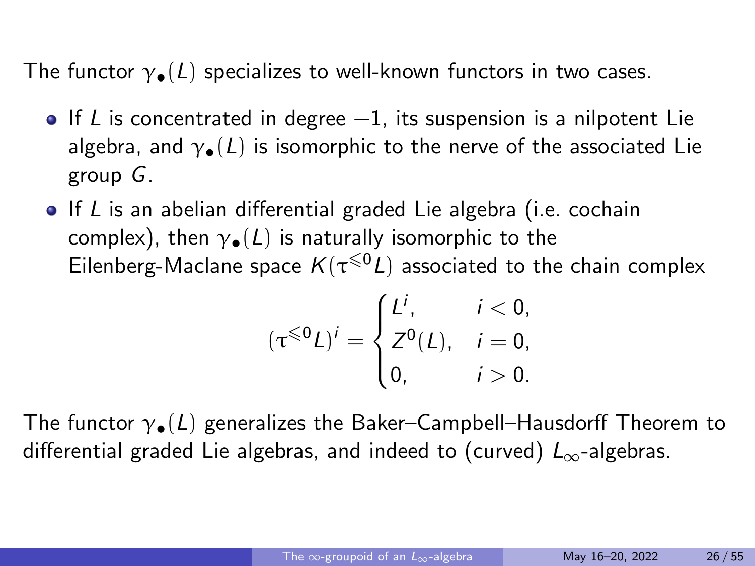The functor $\gamma_\bullet(L)$ specializes to well-known functors in two cases.

- If $L$ is concentrated in degree $-1$, its suspension is a nilpotent Lie algebra, and $\gamma_\bullet(L)$ is isomorphic to the nerve of the associated Lie group $G$.
- If $L$ is an abelian differential graded Lie algebra (i.e. cochain complex), then $\gamma_\bullet(L)$ is naturally isomorphic to the Eilenberg-Maclane space $K(\tau^{\leqslant 0}L)$ associated to the chain complex

$$(\tau^{\leqslant 0}L)^i = \begin{cases} L^i, & i < 0, \\ Z^0(L), & i = 0, \\ 0, & i > 0. \end{cases}$$

The functor $\gamma_\bullet(L)$ generalizes the Baker–Campbell–Hausdorff Theorem to differential graded Lie algebras, and indeed to (curved) $L_\infty$-algebras.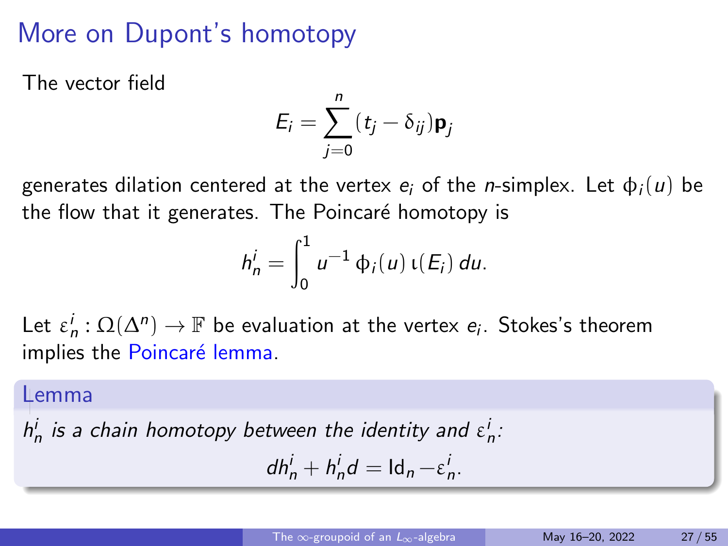# More on Dupont's homotopy

The vector field

$$E_i = \sum_{j=0}^{n} (t_j - \delta_{ij}) \mathbf{p}_j$$

generates dilation centered at the vertex $e_i$ of the $n$-simplex. Let $\phi_i(u)$ be the flow that it generates. The Poincaré homotopy is

$$h_n^i = \int_0^1 u^{-1} \, \phi_i(u) \, \iota(E_i) \, du.$$

Let $\varepsilon_n^i : \Omega(\Delta^n) \to \mathbb{F}$ be evaluation at the vertex $e_i$. Stokes's theorem implies the Poincaré lemma.

**Lemma**

*$h_n^i$ is a chain homotopy between the identity and $\varepsilon_n^i$:*

$$dh_n^i + h_n^i d = \mathrm{Id}_n - \varepsilon_n^i.$$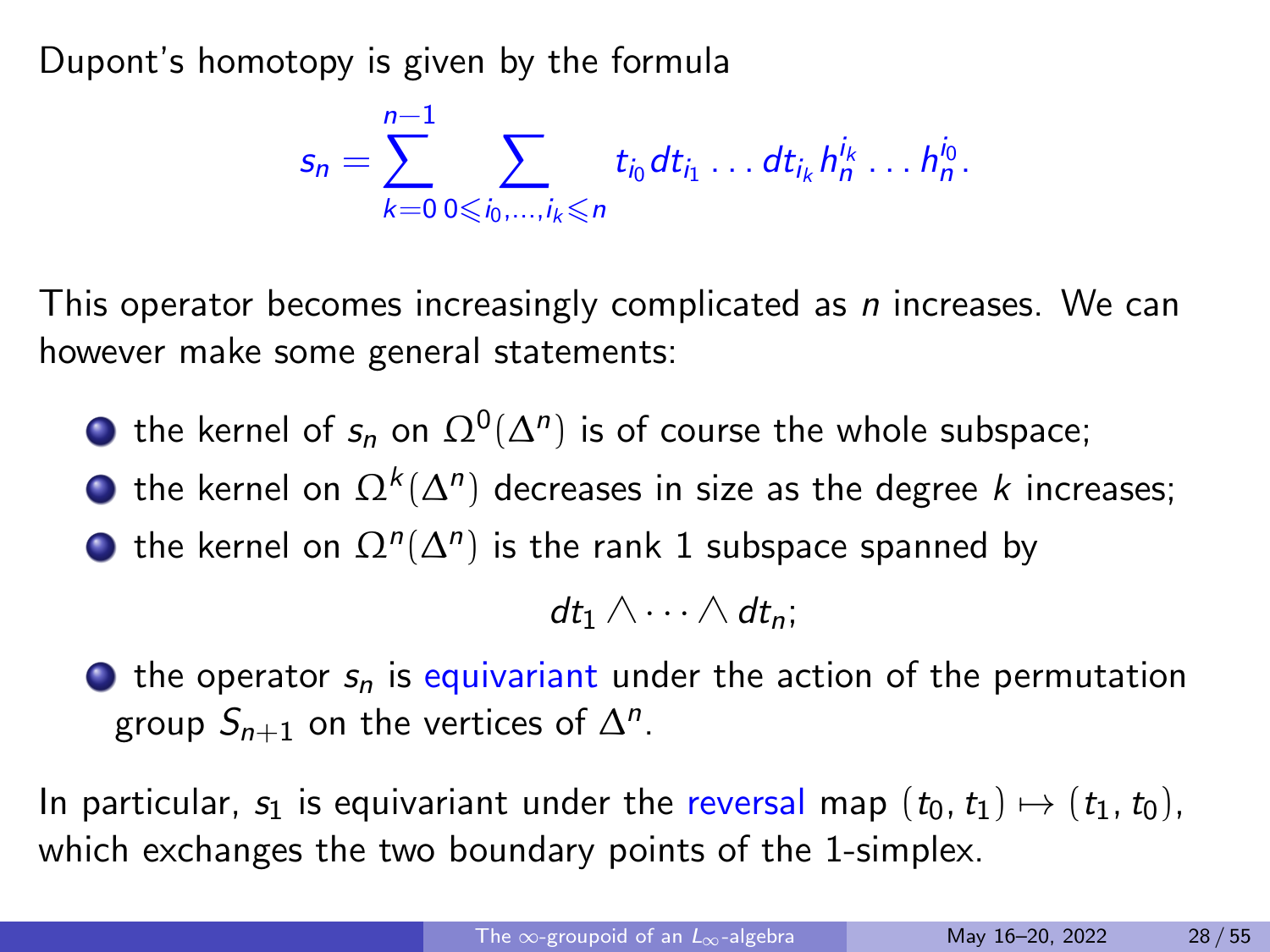Dupont's homotopy is given by the formula

$$s_n = \sum_{k=0}^{n-1} \sum_{0 \leqslant i_0, \ldots, i_k \leqslant n} t_{i_0} dt_{i_1} \ldots dt_{i_k} h_n^{i_k} \ldots h_n^{i_0}.$$

This operator becomes increasingly complicated as $n$ increases. We can however make some general statements:

- the kernel of $s_n$ on $\Omega^0(\Delta^n)$ is of course the whole subspace;
- the kernel on $\Omega^k(\Delta^n)$ decreases in size as the degree $k$ increases;
- the kernel on $\Omega^n(\Delta^n)$ is the rank 1 subspace spanned by

$$dt_1 \wedge \cdots \wedge dt_n;$$

- the operator $s_n$ is equivariant under the action of the permutation group $S_{n+1}$ on the vertices of $\Delta^n$.

In particular, $s_1$ is equivariant under the reversal map $(t_0, t_1) \mapsto (t_1, t_0)$, which exchanges the two boundary points of the 1-simplex.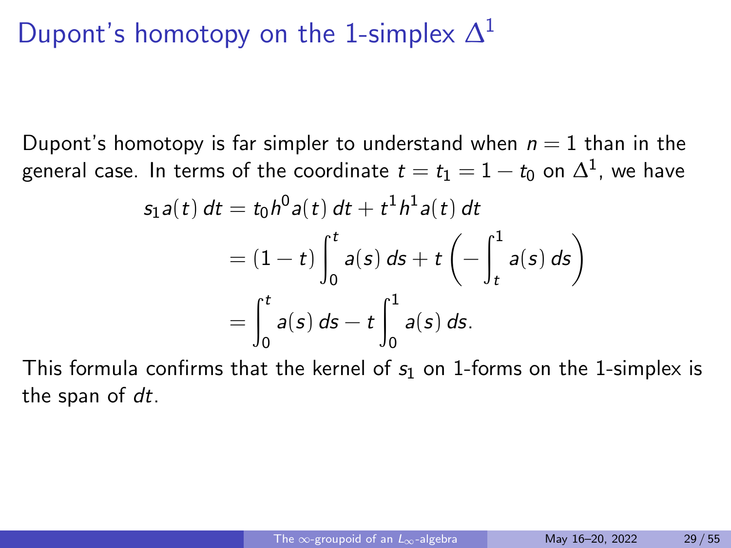# Dupont's homotopy on the 1-simplex $\Delta^1$

Dupont's homotopy is far simpler to understand when $n = 1$ than in the general case. In terms of the coordinate $t = t_1 = 1 - t_0$ on $\Delta^1$, we have

$$
\begin{aligned}
s_1 a(t)\, dt &= t_0 h^0 a(t)\, dt + t^1 h^1 a(t)\, dt \\
&= (1 - t) \int_0^t a(s)\, ds + t \left( - \int_t^1 a(s)\, ds \right) \\
&= \int_0^t a(s)\, ds - t \int_0^1 a(s)\, ds.
\end{aligned}
$$

This formula confirms that the kernel of $s_1$ on 1-forms on the 1-simplex is the span of $dt$.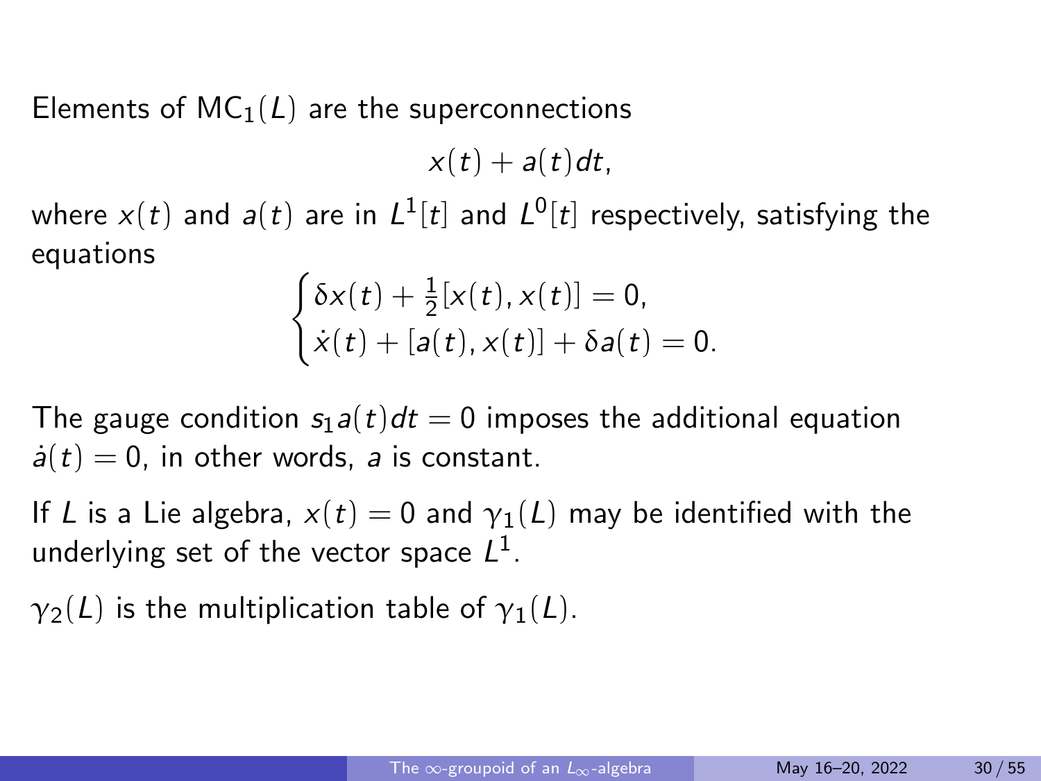Elements of $\mathrm{MC}_1(L)$ are the superconnections

$$x(t) + a(t)dt,$$

where $x(t)$ and $a(t)$ are in $L^1[t]$ and $L^0[t]$ respectively, satisfying the equations

$$\begin{cases} \delta x(t) + \frac{1}{2}[x(t), x(t)] = 0, \\ \dot{x}(t) + [a(t), x(t)] + \delta a(t) = 0. \end{cases}$$

The gauge condition $s_1 a(t)dt = 0$ imposes the additional equation $\dot{a}(t) = 0$, in other words, $a$ is constant.

If $L$ is a Lie algebra, $x(t) = 0$ and $\gamma_1(L)$ may be identified with the underlying set of the vector space $L^1$.

$\gamma_2(L)$ is the multiplication table of $\gamma_1(L)$.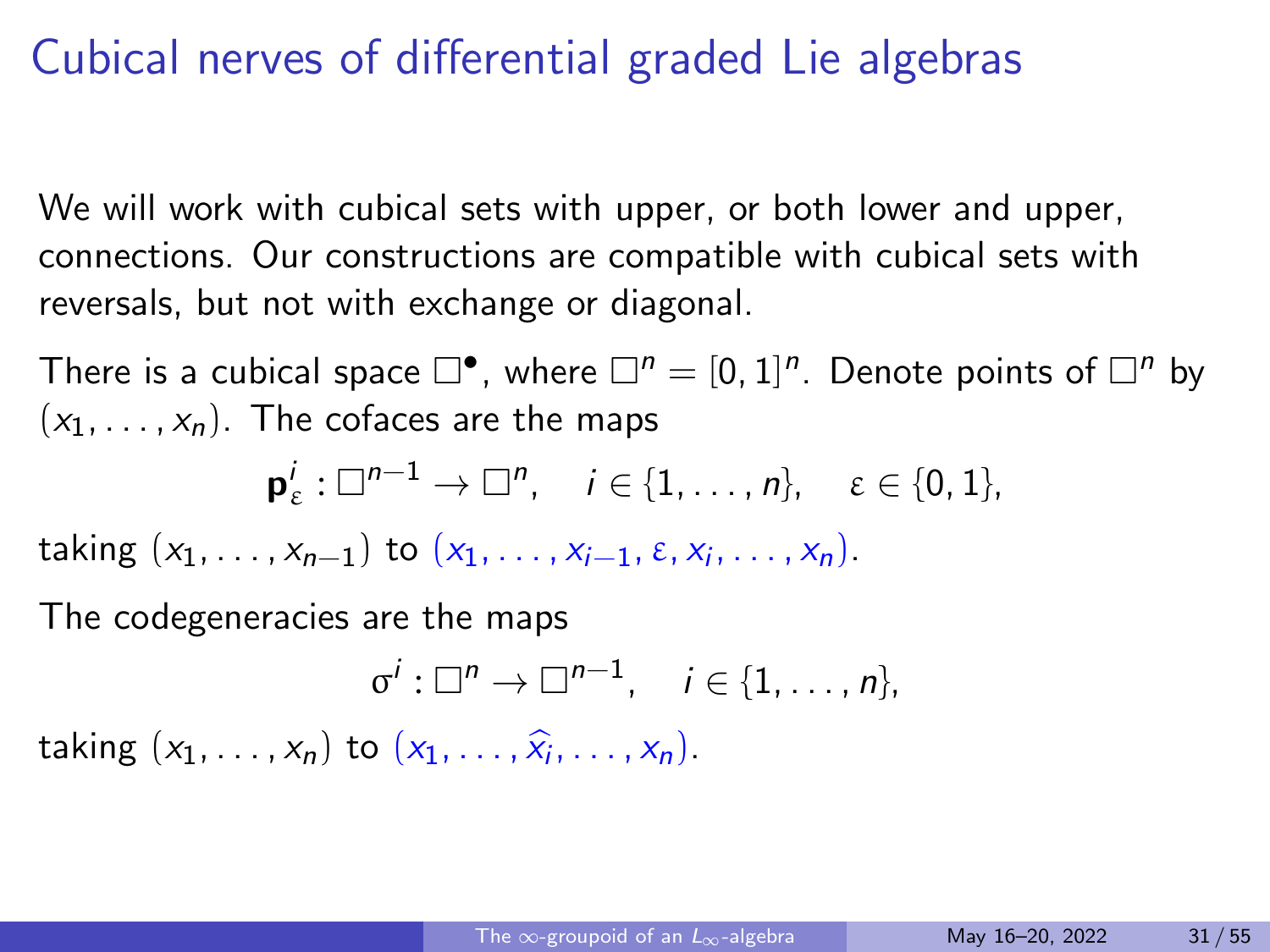# Cubical nerves of differential graded Lie algebras

We will work with cubical sets with upper, or both lower and upper, connections. Our constructions are compatible with cubical sets with reversals, but not with exchange or diagonal.

There is a cubical space $\square^\bullet$, where $\square^n = [0,1]^n$. Denote points of $\square^n$ by $(x_1, \ldots, x_n)$. The cofaces are the maps

$$\mathbf{p}^i_\varepsilon : \square^{n-1} \to \square^n, \quad i \in \{1, \ldots, n\}, \quad \varepsilon \in \{0, 1\},$$

taking $(x_1, \ldots, x_{n-1})$ to $(x_1, \ldots, x_{i-1}, \varepsilon, x_i, \ldots, x_n)$.

The codegeneracies are the maps

$$\sigma^i : \square^n \to \square^{n-1}, \quad i \in \{1, \ldots, n\},$$

taking $(x_1, \ldots, x_n)$ to $(x_1, \ldots, \widehat{x_i}, \ldots, x_n)$.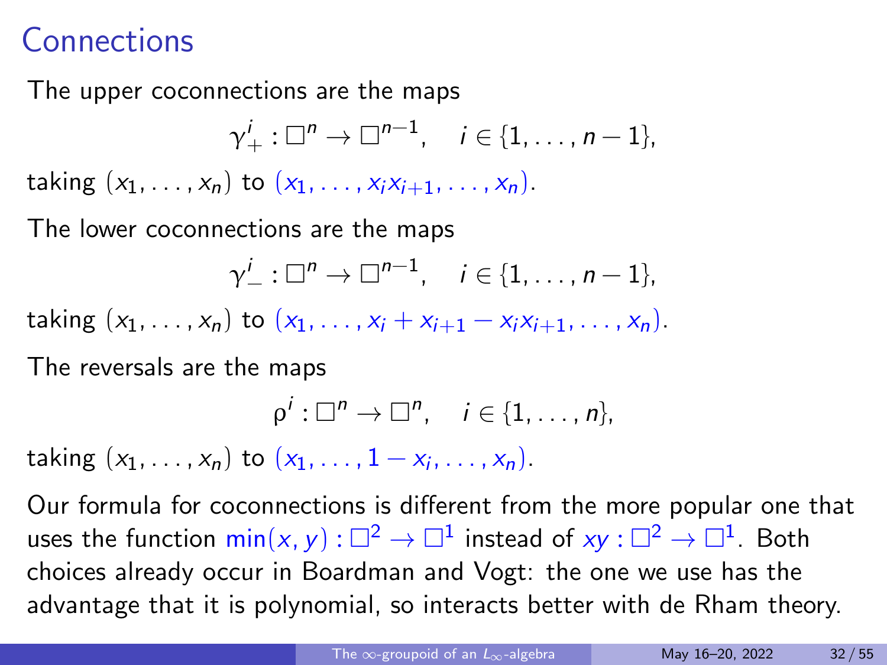# Connections

The upper coconnections are the maps

$$\gamma^i_+ : \square^n \to \square^{n-1}, \quad i \in \{1, \dots, n-1\},$$

taking $(x_1, \dots, x_n)$ to $(x_1, \dots, x_i x_{i+1}, \dots, x_n)$.

The lower coconnections are the maps

$$\gamma^i_- : \square^n \to \square^{n-1}, \quad i \in \{1, \dots, n-1\},$$

taking $(x_1, \dots, x_n)$ to $(x_1, \dots, x_i + x_{i+1} - x_i x_{i+1}, \dots, x_n)$.

The reversals are the maps

$$\rho^i : \square^n \to \square^n, \quad i \in \{1, \dots, n\},$$

taking $(x_1, \dots, x_n)$ to $(x_1, \dots, 1 - x_i, \dots, x_n)$.

Our formula for coconnections is different from the more popular one that uses the function $\min(x, y) : \square^2 \to \square^1$ instead of $xy : \square^2 \to \square^1$. Both choices already occur in Boardman and Vogt: the one we use has the advantage that it is polynomial, so interacts better with de Rham theory.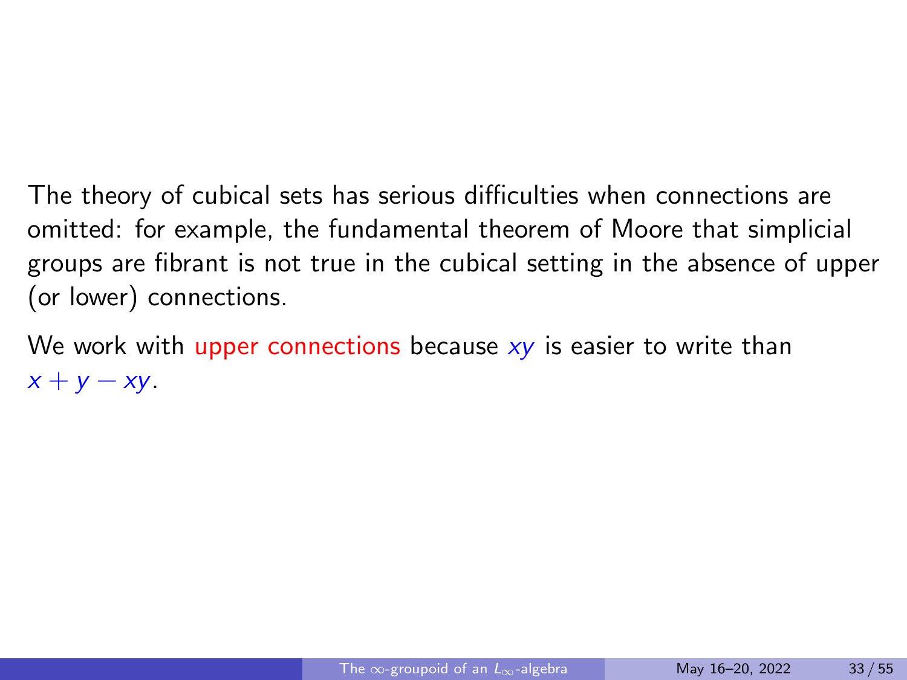The theory of cubical sets has serious difficulties when connections are omitted: for example, the fundamental theorem of Moore that simplicial groups are fibrant is not true in the cubical setting in the absence of upper (or lower) connections.

We work with upper connections because $xy$ is easier to write than $x + y - xy$.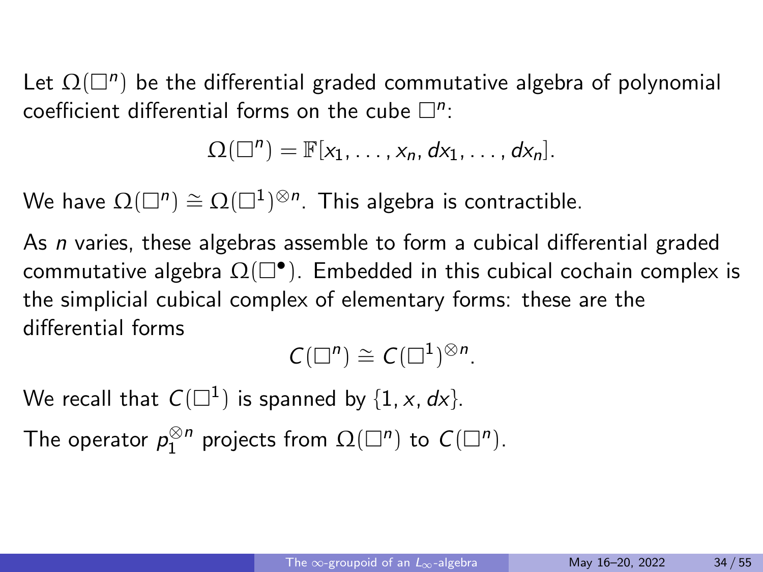Let $\Omega(\square^n)$ be the differential graded commutative algebra of polynomial coefficient differential forms on the cube $\square^n$:

$$\Omega(\square^n) = \mathbb{F}[x_1, \dots, x_n, dx_1, \dots, dx_n].$$

We have $\Omega(\square^n) \cong \Omega(\square^1)^{\otimes n}$. This algebra is contractible.

As $n$ varies, these algebras assemble to form a cubical differential graded commutative algebra $\Omega(\square^\bullet)$. Embedded in this cubical cochain complex is the simplicial cubical complex of elementary forms: these are the differential forms

$$C(\square^n) \cong C(\square^1)^{\otimes n}.$$

We recall that $C(\square^1)$ is spanned by $\{1, x, dx\}$.

The operator $p_1^{\otimes n}$ projects from $\Omega(\square^n)$ to $C(\square^n)$.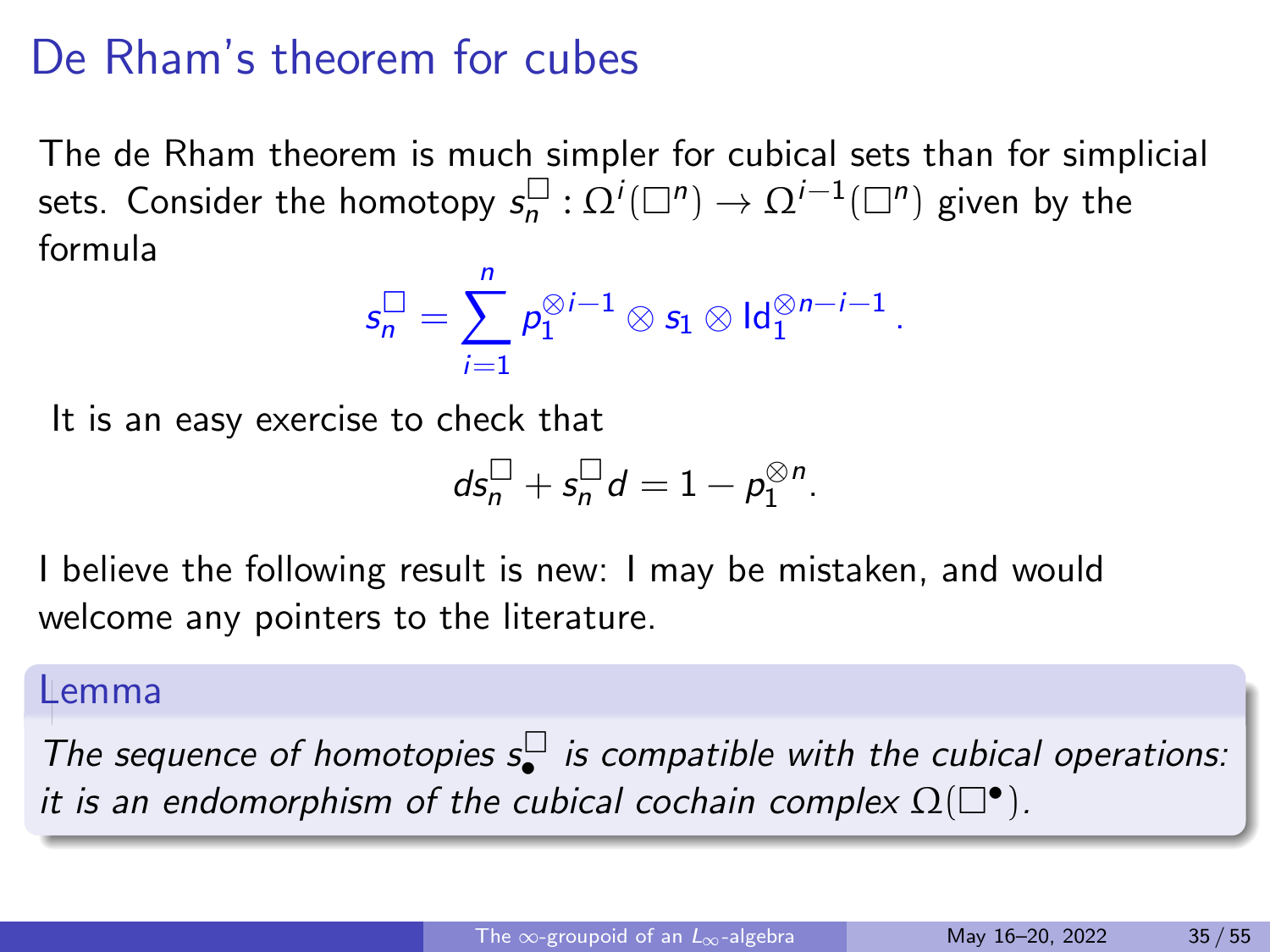# De Rham's theorem for cubes

The de Rham theorem is much simpler for cubical sets than for simplicial sets. Consider the homotopy $s^{\square}_n : \Omega^i(\square^n) \to \Omega^{i-1}(\square^n)$ given by the formula

$$s^{\square}_n = \sum_{i=1}^{n} p_1^{\otimes i-1} \otimes s_1 \otimes \mathrm{Id}_1^{\otimes n-i-1} .$$

It is an easy exercise to check that

$$ds^{\square}_n + s^{\square}_n d = 1 - p_1^{\otimes n}.$$

I believe the following result is new: I may be mistaken, and would welcome any pointers to the literature.

**Lemma**

*The sequence of homotopies $s^{\square}_\bullet$ is compatible with the cubical operations: it is an endomorphism of the cubical cochain complex $\Omega(\square^\bullet)$.*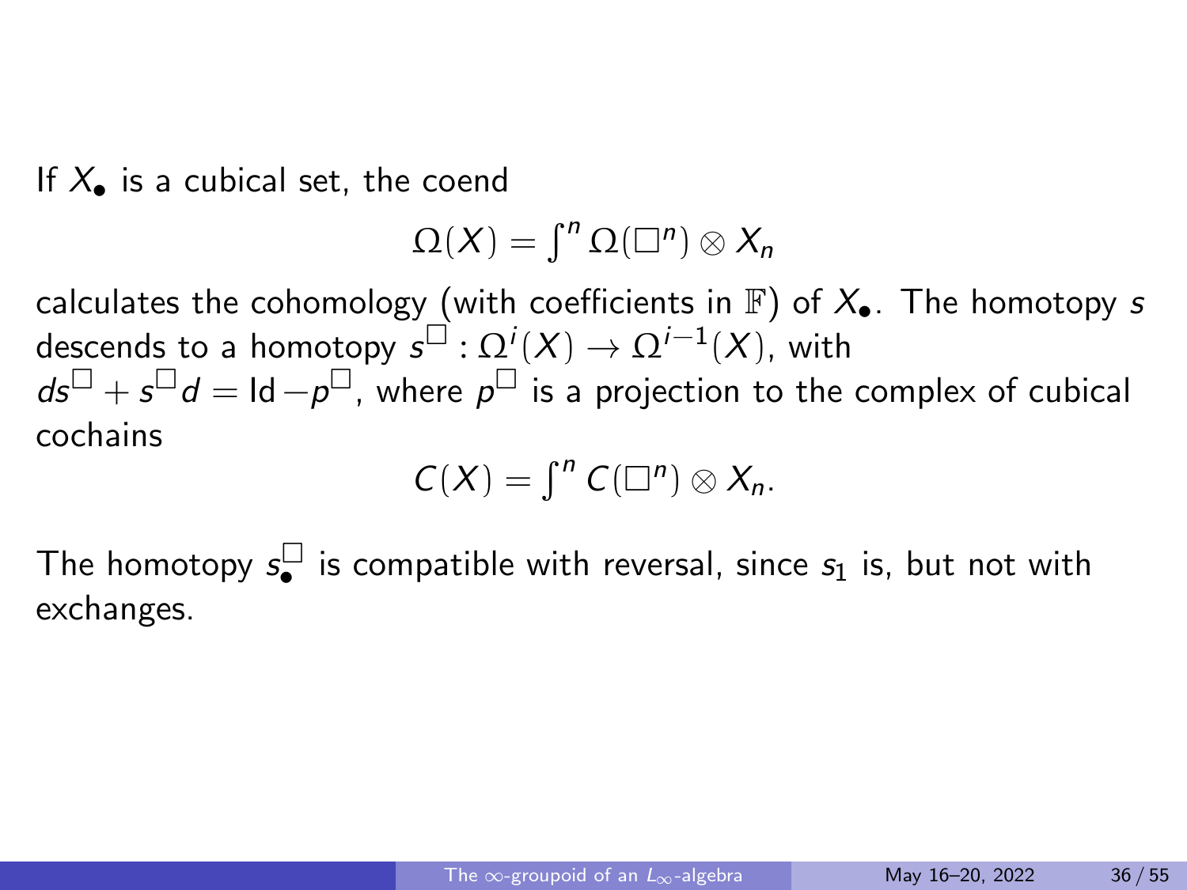If $X_\bullet$ is a cubical set, the coend

$$\Omega(X) = \int^n \Omega(\square^n) \otimes X_n$$

calculates the cohomology (with coefficients in $\mathbb{F}$) of $X_\bullet$. The homotopy $s$ descends to a homotopy $s^\square : \Omega^i(X) \to \Omega^{i-1}(X)$, with $ds^\square + s^\square d = \mathrm{Id} - p^\square$, where $p^\square$ is a projection to the complex of cubical cochains

$$C(X) = \int^n C(\square^n) \otimes X_n.$$

The homotopy $s_\bullet^\square$ is compatible with reversal, since $s_1$ is, but not with exchanges.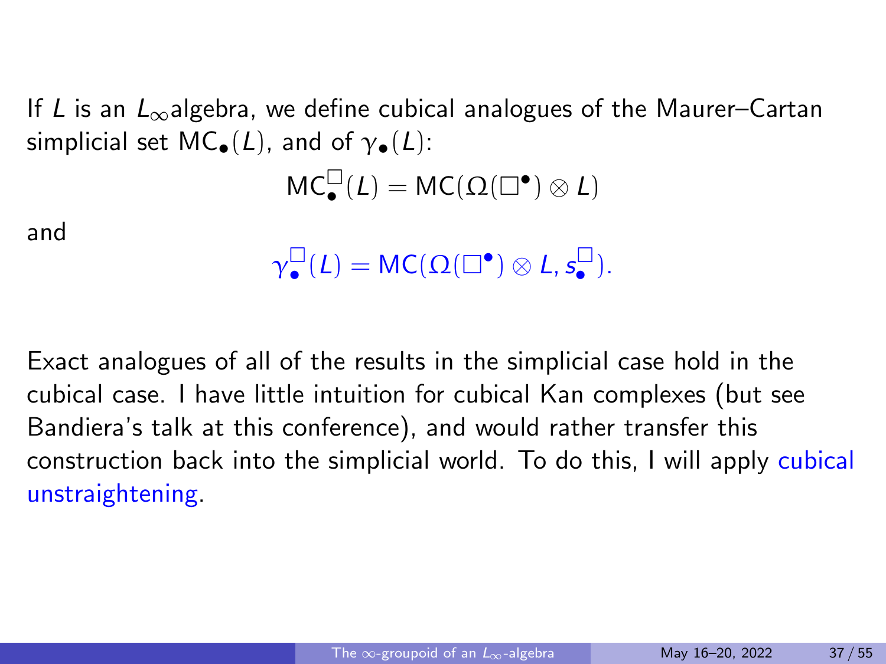If $L$ is an $L_\infty$algebra, we define cubical analogues of the Maurer–Cartan simplicial set $\mathsf{MC}_\bullet(L)$, and of $\gamma_\bullet(L)$:

$$\mathsf{MC}^{\square}_\bullet(L) = \mathsf{MC}(\Omega(\square^\bullet) \otimes L)$$

and

$$\gamma^{\square}_\bullet(L) = \mathsf{MC}(\Omega(\square^\bullet) \otimes L, s^{\square}_\bullet).$$

Exact analogues of all of the results in the simplicial case hold in the cubical case. I have little intuition for cubical Kan complexes (but see Bandiera's talk at this conference), and would rather transfer this construction back into the simplicial world. To do this, I will apply cubical unstraightening.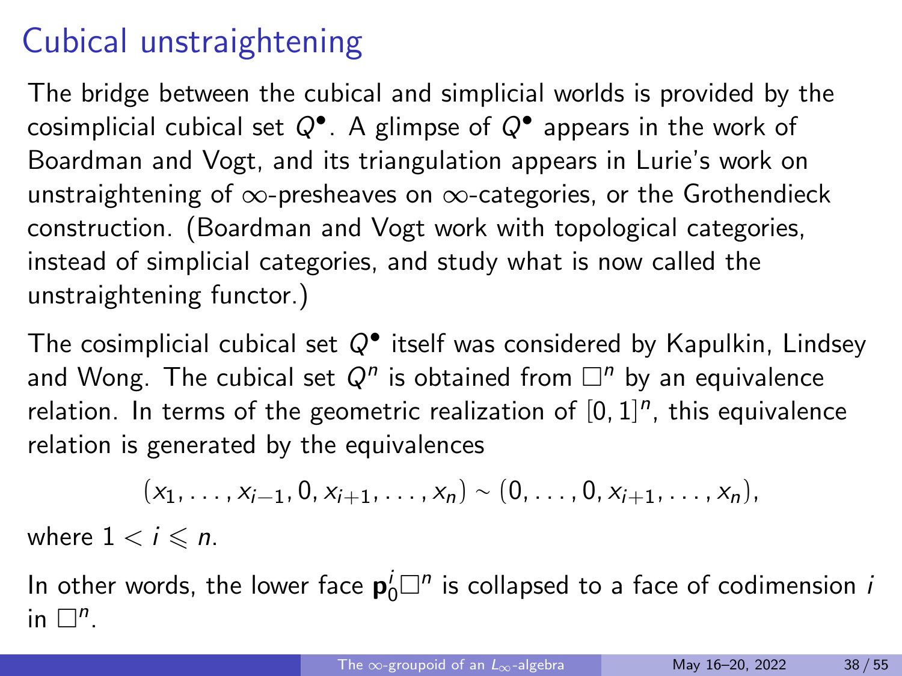# Cubical unstraightening

The bridge between the cubical and simplicial worlds is provided by the cosimplicial cubical set $Q^\bullet$. A glimpse of $Q^\bullet$ appears in the work of Boardman and Vogt, and its triangulation appears in Lurie's work on unstraightening of $\infty$-presheaves on $\infty$-categories, or the Grothendieck construction. (Boardman and Vogt work with topological categories, instead of simplicial categories, and study what is now called the unstraightening functor.)

The cosimplicial cubical set $Q^\bullet$ itself was considered by Kapulkin, Lindsey and Wong. The cubical set $Q^n$ is obtained from $\square^n$ by an equivalence relation. In terms of the geometric realization of $[0,1]^n$, this equivalence relation is generated by the equivalences

$$(x_1, \dots, x_{i-1}, 0, x_{i+1}, \dots, x_n) \sim (0, \dots, 0, x_{i+1}, \dots, x_n),$$

where $1 < i \leqslant n$.

In other words, the lower face $\mathbf{p}_0^i \square^n$ is collapsed to a face of codimension $i$ in $\square^n$.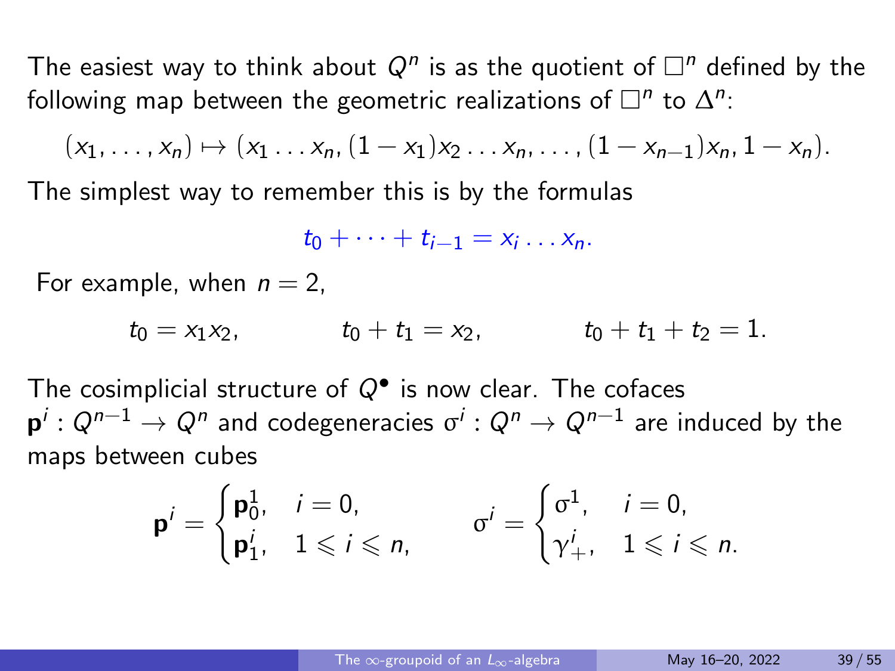The easiest way to think about $Q^n$ is as the quotient of $\square^n$ defined by the following map between the geometric realizations of $\square^n$ to $\Delta^n$:

$$(x_1, \dots, x_n) \mapsto (x_1 \dots x_n, (1 - x_1)x_2 \dots x_n, \dots, (1 - x_{n-1})x_n, 1 - x_n).$$

The simplest way to remember this is by the formulas

$$t_0 + \cdots + t_{i-1} = x_i \dots x_n.$$

For example, when $n = 2$,

$$t_0 = x_1 x_2, \qquad t_0 + t_1 = x_2, \qquad t_0 + t_1 + t_2 = 1.$$

The cosimplicial structure of $Q^\bullet$ is now clear. The cofaces $\mathbf{p}^i : Q^{n-1} \to Q^n$ and codegeneracies $\sigma^i : Q^n \to Q^{n-1}$ are induced by the maps between cubes

$$\mathbf{p}^i = \begin{cases} \mathbf{p}_0^1, & i = 0, \\ \mathbf{p}_1^i, & 1 \leqslant i \leqslant n, \end{cases} \qquad \sigma^i = \begin{cases} \sigma^1, & i = 0, \\ \gamma_+^i, & 1 \leqslant i \leqslant n. \end{cases}$$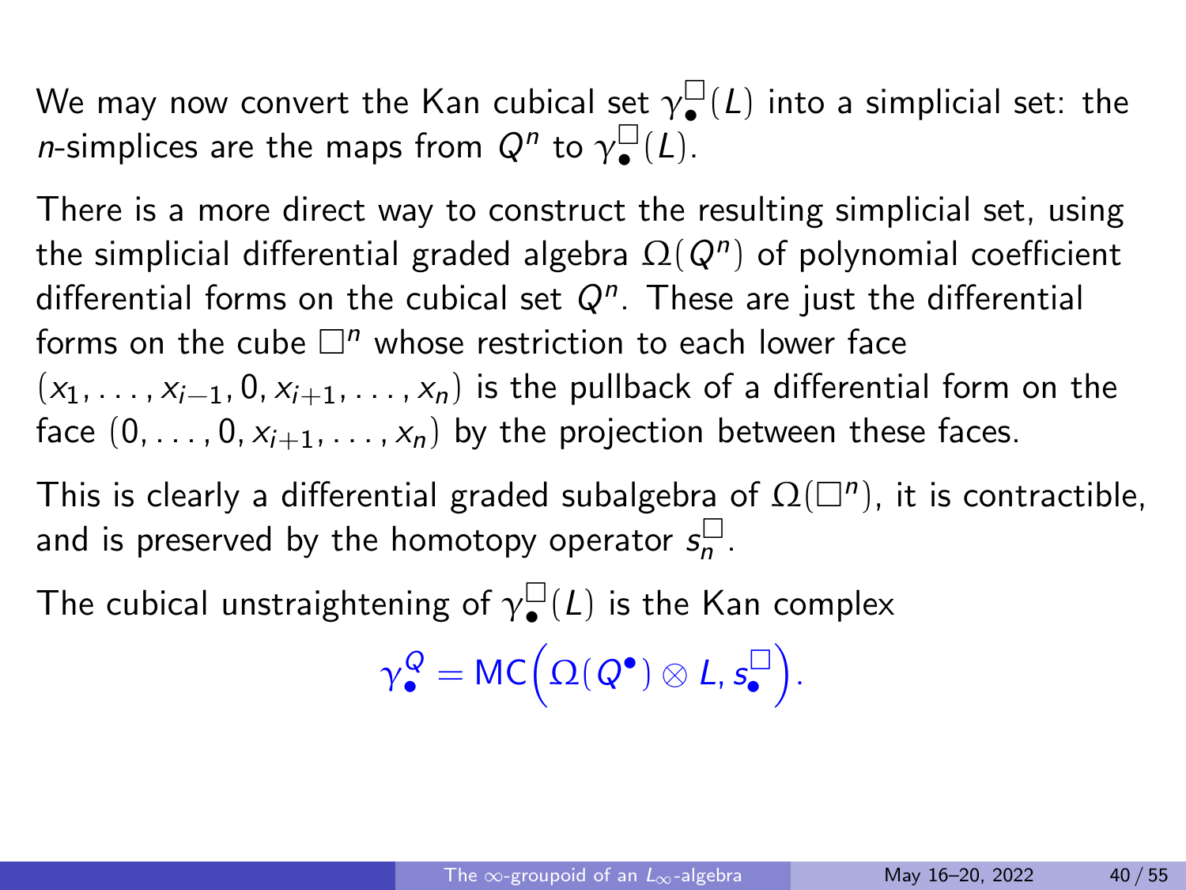We may now convert the Kan cubical set $\gamma^{\square}_{\bullet}(L)$ into a simplicial set: the $n$-simplices are the maps from $Q^n$ to $\gamma^{\square}_{\bullet}(L)$.

There is a more direct way to construct the resulting simplicial set, using the simplicial differential graded algebra $\Omega(Q^n)$ of polynomial coefficient differential forms on the cubical set $Q^n$. These are just the differential forms on the cube $\square^n$ whose restriction to each lower face $(x_1, \ldots, x_{i-1}, 0, x_{i+1}, \ldots, x_n)$ is the pullback of a differential form on the face $(0, \ldots, 0, x_{i+1}, \ldots, x_n)$ by the projection between these faces.

This is clearly a differential graded subalgebra of $\Omega(\square^n)$, it is contractible, and is preserved by the homotopy operator $s^{\square}_n$.

The cubical unstraightening of $\gamma^{\square}_{\bullet}(L)$ is the Kan complex

$$\gamma^{Q}_{\bullet} = \mathsf{MC}\Big(\Omega(Q^{\bullet}) \otimes L, s^{\square}_{\bullet}\Big).$$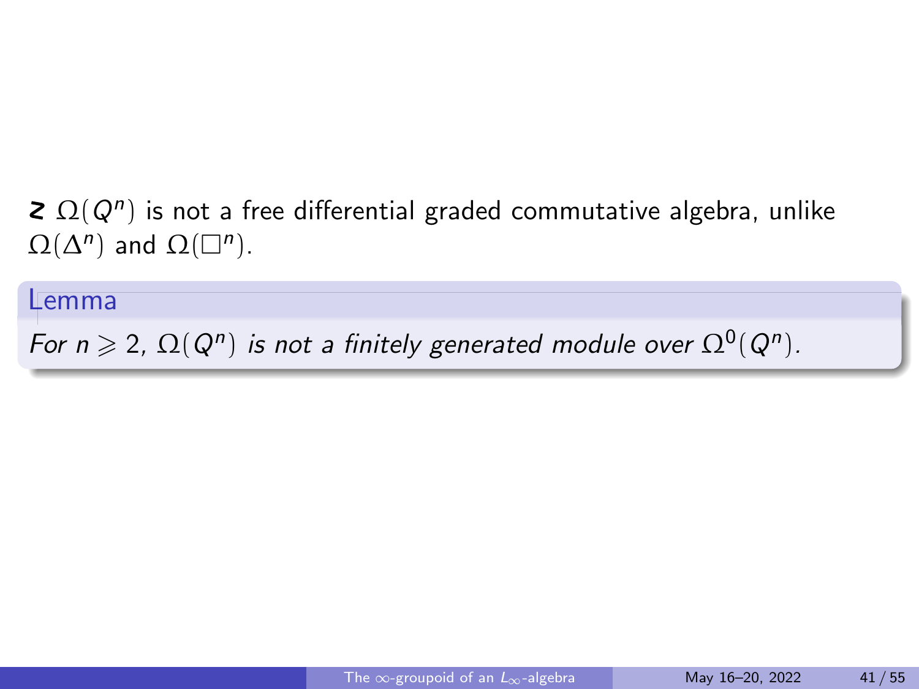☡ $\Omega(Q^n)$ is not a free differential graded commutative algebra, unlike $\Omega(\Delta^n)$ and $\Omega(\square^n)$.

**Lemma**

*For $n \geqslant 2$, $\Omega(Q^n)$ is not a finitely generated module over $\Omega^0(Q^n)$.*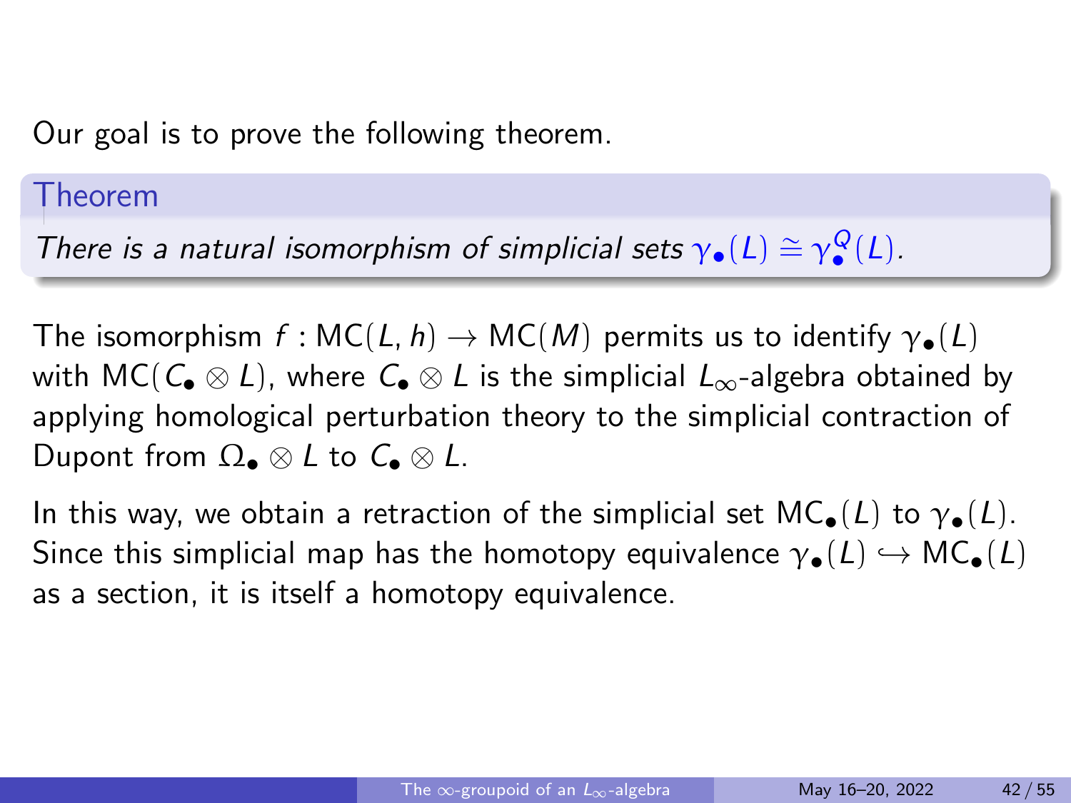Our goal is to prove the following theorem.

**Theorem**

*There is a natural isomorphism of simplicial sets $\gamma_\bullet(L) \cong \gamma^Q_\bullet(L)$.*

The isomorphism $f : \mathsf{MC}(L, h) \to \mathsf{MC}(M)$ permits us to identify $\gamma_\bullet(L)$ with $\mathsf{MC}(C_\bullet \otimes L)$, where $C_\bullet \otimes L$ is the simplicial $L_\infty$-algebra obtained by applying homological perturbation theory to the simplicial contraction of Dupont from $\Omega_\bullet \otimes L$ to $C_\bullet \otimes L$.

In this way, we obtain a retraction of the simplicial set $\mathsf{MC}_\bullet(L)$ to $\gamma_\bullet(L)$. Since this simplicial map has the homotopy equivalence $\gamma_\bullet(L) \hookrightarrow \mathsf{MC}_\bullet(L)$ as a section, it is itself a homotopy equivalence.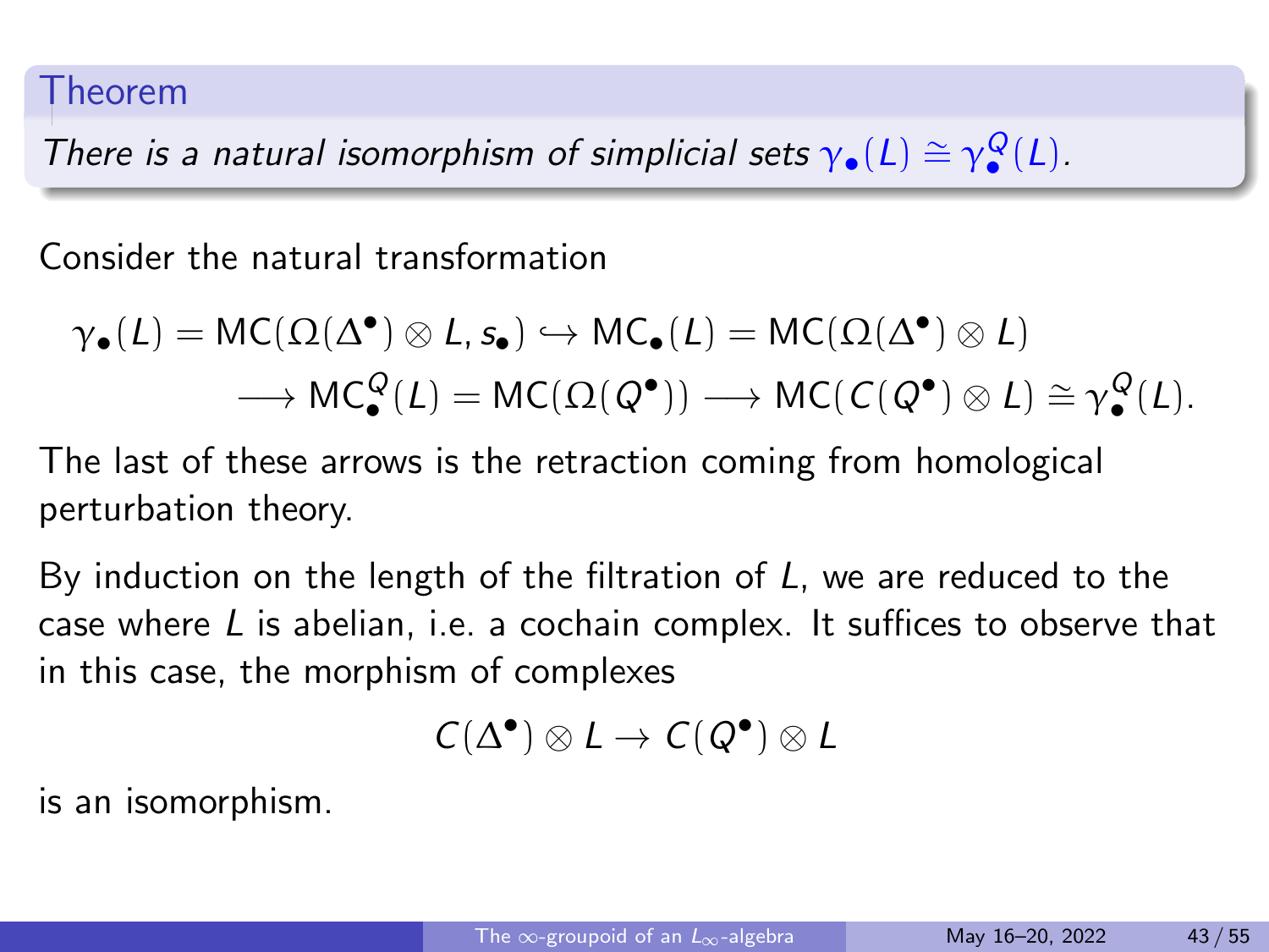**Theorem**

*There is a natural isomorphism of simplicial sets $\gamma_\bullet(L) \cong \gamma^Q_\bullet(L)$.*

Consider the natural transformation

$$
\begin{aligned}
\gamma_\bullet(L) = \mathsf{MC}(\Omega(\Delta^\bullet) \otimes L, s_\bullet) \hookrightarrow \mathsf{MC}_\bullet(L) = \mathsf{MC}(\Omega(\Delta^\bullet) \otimes L) \\
\longrightarrow \mathsf{MC}^Q_\bullet(L) = \mathsf{MC}(\Omega(Q^\bullet)) \longrightarrow \mathsf{MC}(C(Q^\bullet) \otimes L) \cong \gamma^Q_\bullet(L).
\end{aligned}
$$

The last of these arrows is the retraction coming from homological perturbation theory.

By induction on the length of the filtration of $L$, we are reduced to the case where $L$ is abelian, i.e. a cochain complex. It suffices to observe that in this case, the morphism of complexes

$$
C(\Delta^\bullet) \otimes L \to C(Q^\bullet) \otimes L
$$

is an isomorphism.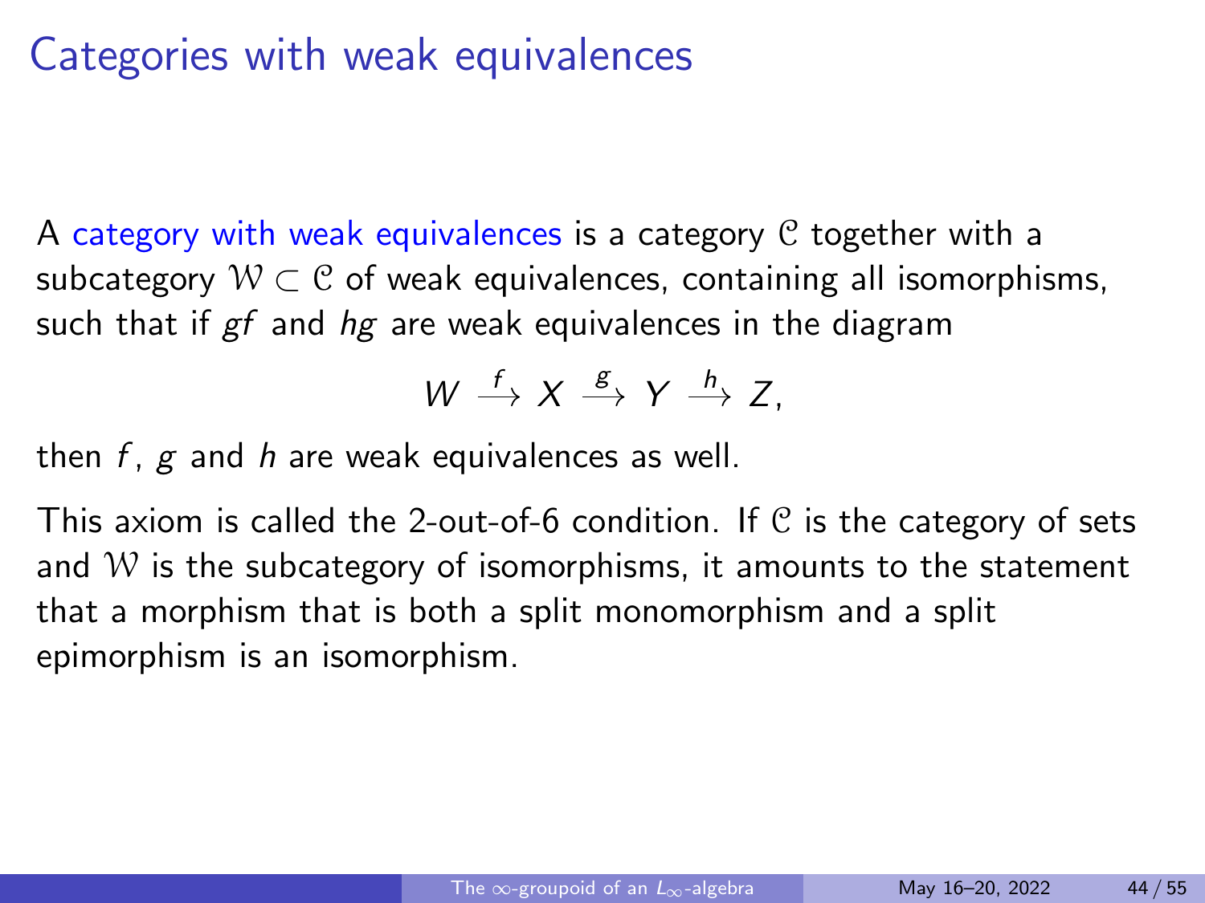# Categories with weak equivalences

A category with weak equivalences is a category $\mathcal{C}$ together with a subcategory $\mathcal{W} \subset \mathcal{C}$ of weak equivalences, containing all isomorphisms, such that if $gf$ and $hg$ are weak equivalences in the diagram

$$W \xrightarrow{f} X \xrightarrow{g} Y \xrightarrow{h} Z,$$

then $f$, $g$ and $h$ are weak equivalences as well.

This axiom is called the 2-out-of-6 condition. If $\mathcal{C}$ is the category of sets and $\mathcal{W}$ is the subcategory of isomorphisms, it amounts to the statement that a morphism that is both a split monomorphism and a split epimorphism is an isomorphism.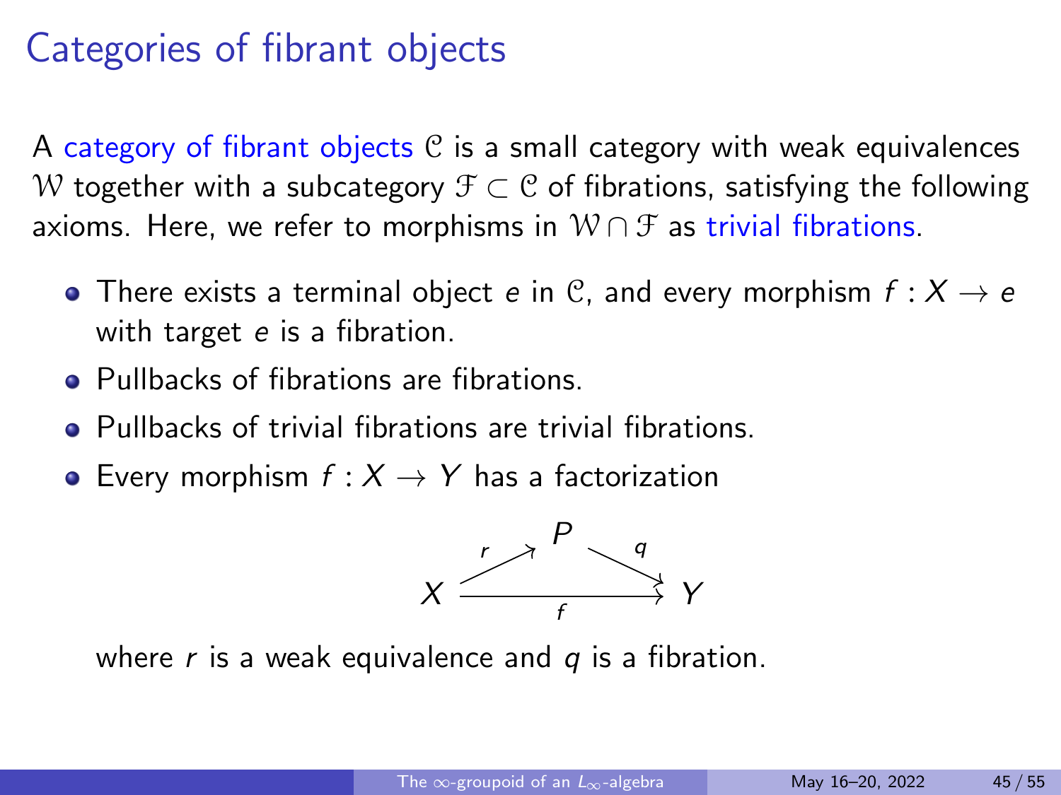# Categories of fibrant objects

A category of fibrant objects $\mathcal{C}$ is a small category with weak equivalences $\mathcal{W}$ together with a subcategory $\mathcal{F} \subset \mathcal{C}$ of fibrations, satisfying the following axioms. Here, we refer to morphisms in $\mathcal{W} \cap \mathcal{F}$ as trivial fibrations.

- There exists a terminal object $e$ in $\mathcal{C}$, and every morphism $f : X \to e$ with target $e$ is a fibration.
- Pullbacks of fibrations are fibrations.
- Pullbacks of trivial fibrations are trivial fibrations.
- Every morphism $f : X \to Y$ has a factorization

$$\begin{array}{ccccc} & & P & & \\ & \overset{r}{\nearrow} & & \overset{q}{\searrow} & \\ X & & \xrightarrow{\quad f \quad} & & Y \end{array}$$

  where $r$ is a weak equivalence and $q$ is a fibration.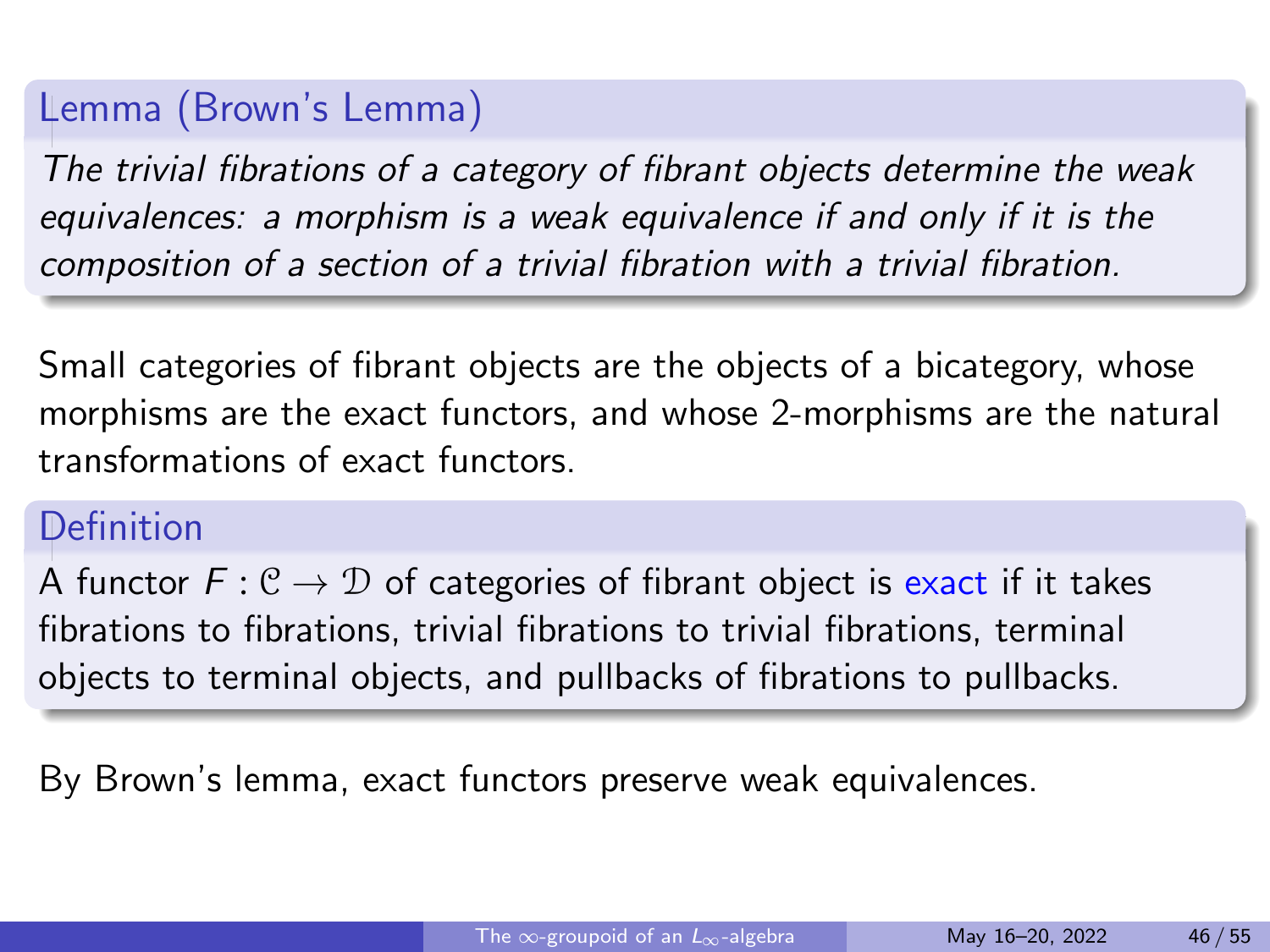**Lemma (Brown's Lemma)**

*The trivial fibrations of a category of fibrant objects determine the weak equivalences: a morphism is a weak equivalence if and only if it is the composition of a section of a trivial fibration with a trivial fibration.*

Small categories of fibrant objects are the objects of a bicategory, whose morphisms are the exact functors, and whose 2-morphisms are the natural transformations of exact functors.

**Definition**

A functor $F : \mathcal{C} \to \mathcal{D}$ of categories of fibrant object is exact if it takes fibrations to fibrations, trivial fibrations to trivial fibrations, terminal objects to terminal objects, and pullbacks of fibrations to pullbacks.

By Brown's lemma, exact functors preserve weak equivalences.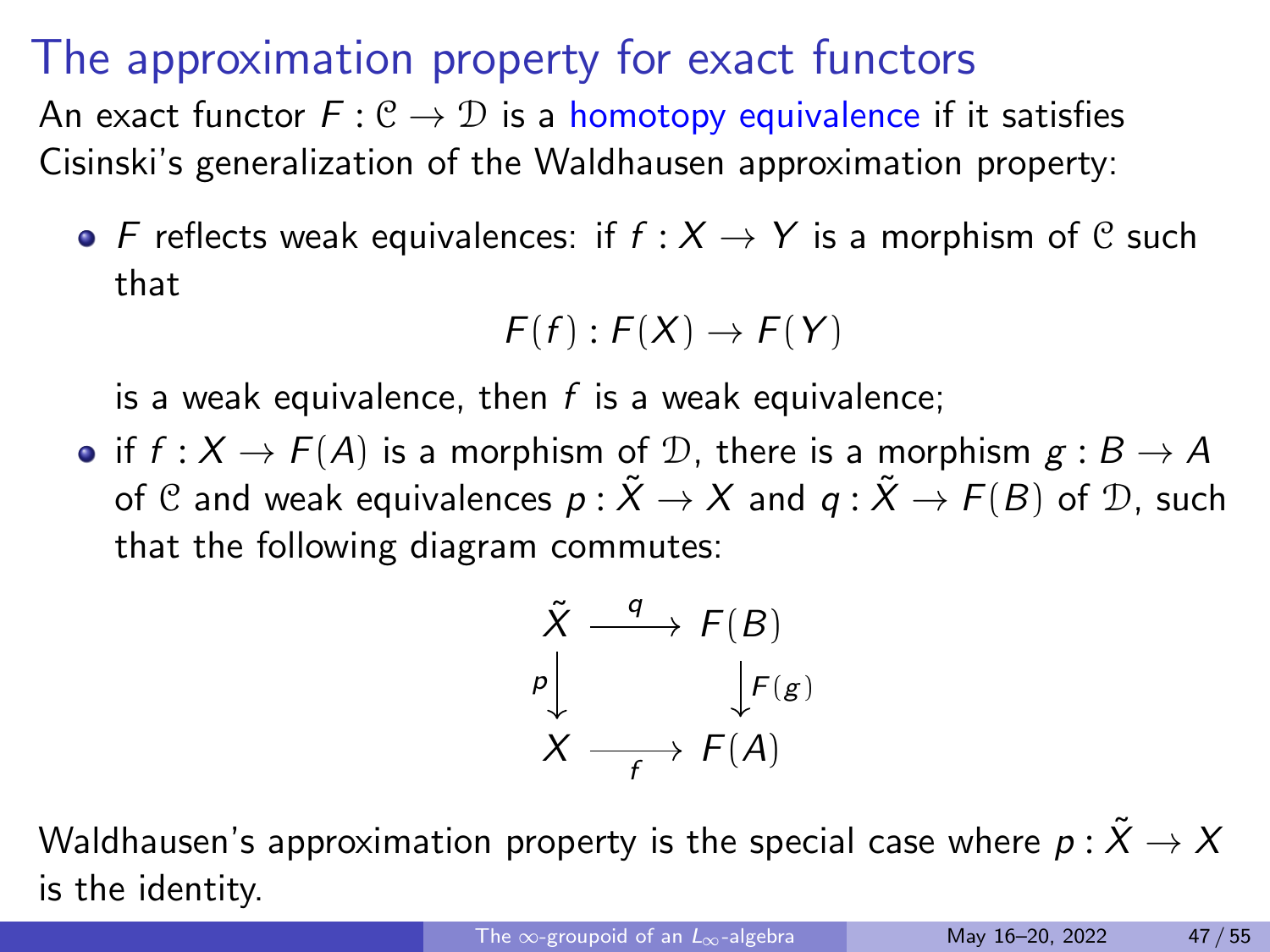# The approximation property for exact functors

An exact functor $F : \mathcal{C} \to \mathcal{D}$ is a homotopy equivalence if it satisfies Cisinski's generalization of the Waldhausen approximation property:

- $F$ reflects weak equivalences: if $f : X \to Y$ is a morphism of $\mathcal{C}$ such that
$$F(f) : F(X) \to F(Y)$$
is a weak equivalence, then $f$ is a weak equivalence;
- if $f : X \to F(A)$ is a morphism of $\mathcal{D}$, there is a morphism $g : B \to A$ of $\mathcal{C}$ and weak equivalences $p : \tilde{X} \to X$ and $q : \tilde{X} \to F(B)$ of $\mathcal{D}$, such that the following diagram commutes:
$$\begin{array}{ccc} \tilde{X} & \xrightarrow{q} & F(B) \\ {\scriptstyle p}\downarrow & & \downarrow{\scriptstyle F(g)} \\ X & \xrightarrow[f]{} & F(A) \end{array}$$

Waldhausen's approximation property is the special case where $p : \tilde{X} \to X$ is the identity.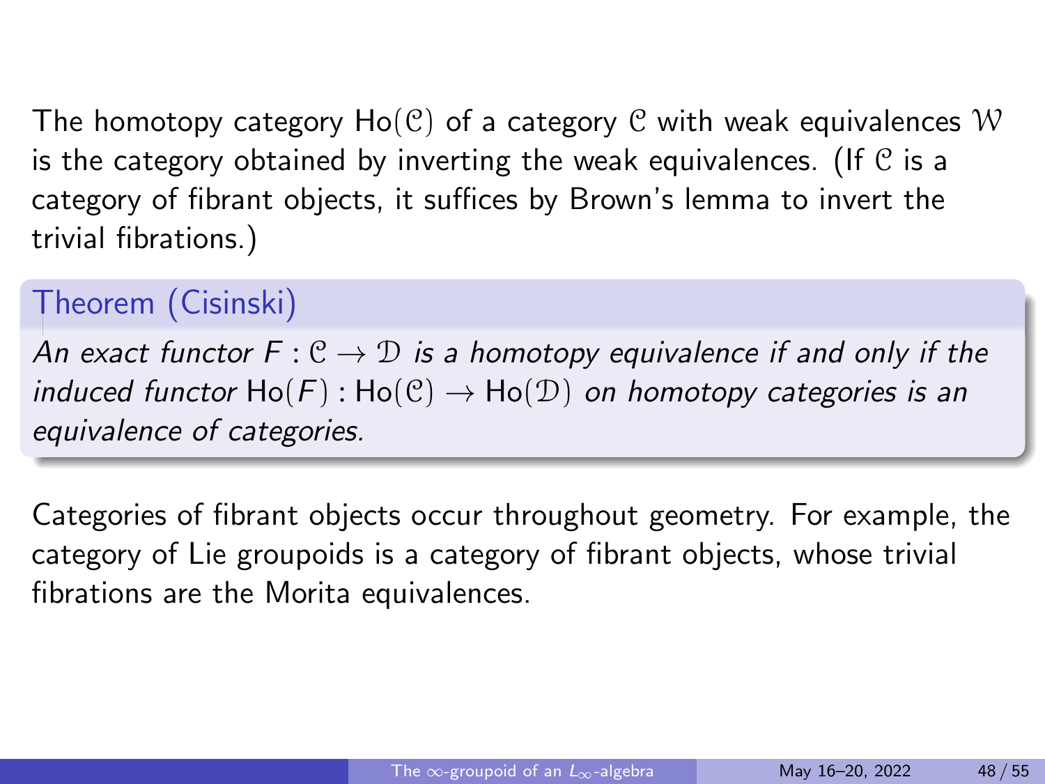The homotopy category $\mathrm{Ho}(\mathcal{C})$ of a category $\mathcal{C}$ with weak equivalences $\mathcal{W}$ is the category obtained by inverting the weak equivalences. (If $\mathcal{C}$ is a category of fibrant objects, it suffices by Brown's lemma to invert the trivial fibrations.)

**Theorem (Cisinski)**

*An exact functor $F : \mathcal{C} \to \mathcal{D}$ is a homotopy equivalence if and only if the induced functor $\mathrm{Ho}(F) : \mathrm{Ho}(\mathcal{C}) \to \mathrm{Ho}(\mathcal{D})$ on homotopy categories is an equivalence of categories.*

Categories of fibrant objects occur throughout geometry. For example, the category of Lie groupoids is a category of fibrant objects, whose trivial fibrations are the Morita equivalences.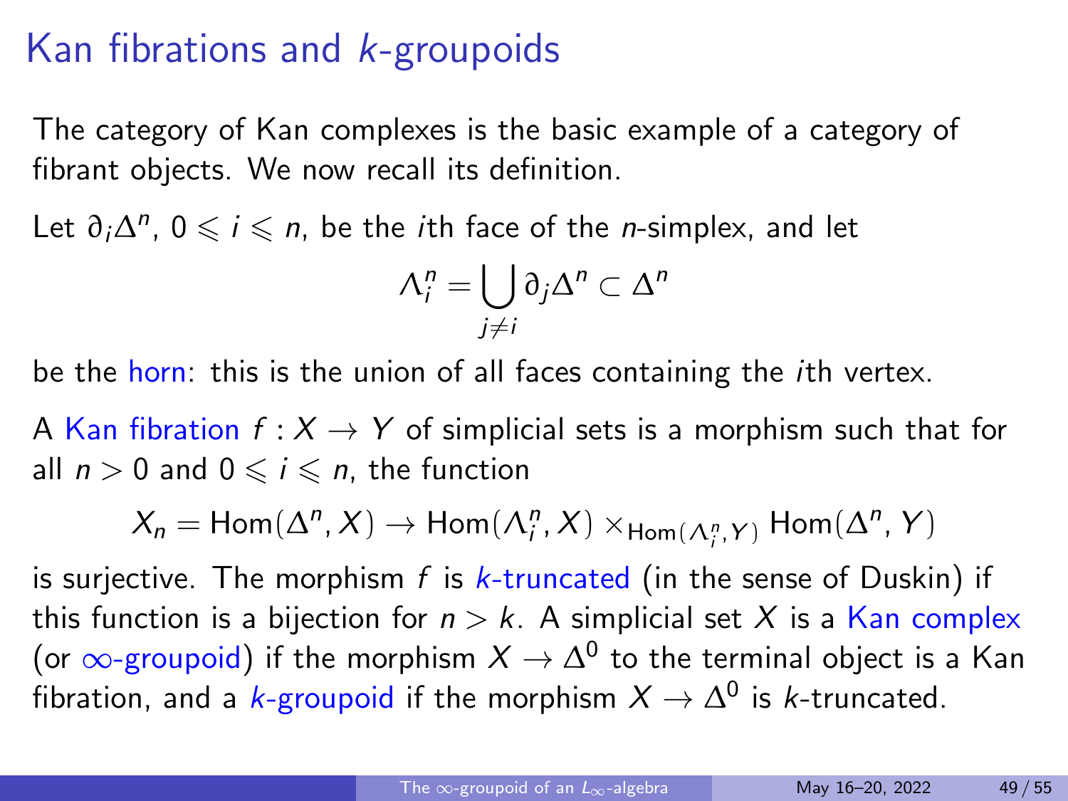# Kan fibrations and $k$-groupoids

The category of Kan complexes is the basic example of a category of fibrant objects. We now recall its definition.

Let $\partial_i\Delta^n$, $0 \leqslant i \leqslant n$, be the $i$th face of the $n$-simplex, and let

$$\Lambda_i^n = \bigcup_{j \neq i} \partial_j \Delta^n \subset \Delta^n$$

be the horn: this is the union of all faces containing the $i$th vertex.

A Kan fibration $f : X \to Y$ of simplicial sets is a morphism such that for all $n > 0$ and $0 \leqslant i \leqslant n$, the function

$$X_n = \mathrm{Hom}(\Delta^n, X) \to \mathrm{Hom}(\Lambda_i^n, X) \times_{\mathrm{Hom}(\Lambda_i^n, Y)} \mathrm{Hom}(\Delta^n, Y)$$

is surjective. The morphism $f$ is $k$-truncated (in the sense of Duskin) if this function is a bijection for $n > k$. A simplicial set $X$ is a Kan complex (or $\infty$-groupoid) if the morphism $X \to \Delta^0$ to the terminal object is a Kan fibration, and a $k$-groupoid if the morphism $X \to \Delta^0$ is $k$-truncated.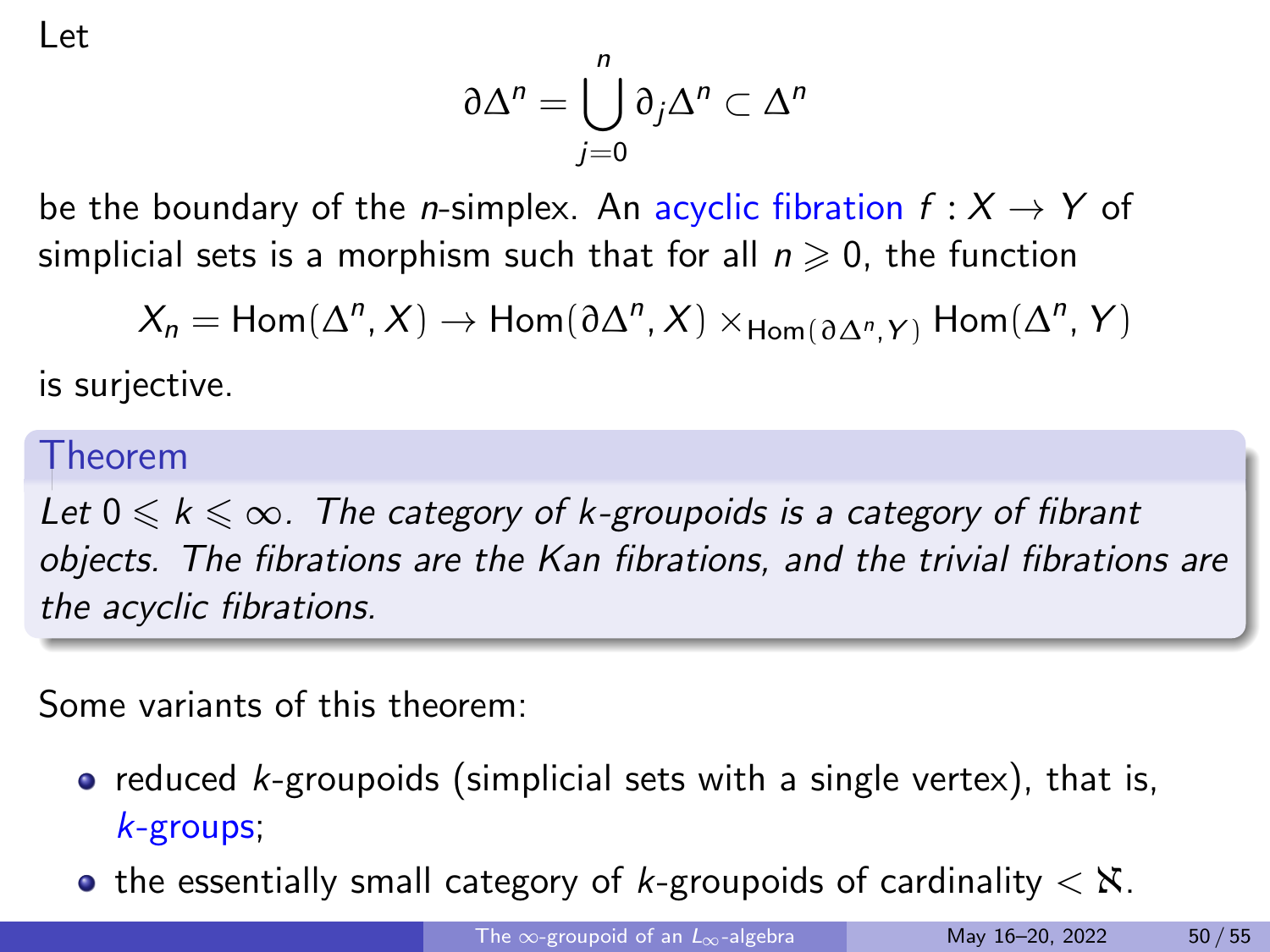Let

$$\partial\Delta^n = \bigcup_{j=0}^{n} \partial_j\Delta^n \subset \Delta^n$$

be the boundary of the $n$-simplex. An acyclic fibration $f : X \to Y$ of simplicial sets is a morphism such that for all $n \geqslant 0$, the function

$$X_n = \mathrm{Hom}(\Delta^n, X) \to \mathrm{Hom}(\partial\Delta^n, X) \times_{\mathrm{Hom}(\partial\Delta^n, Y)} \mathrm{Hom}(\Delta^n, Y)$$

is surjective.

**Theorem**

*Let $0 \leqslant k \leqslant \infty$. The category of $k$-groupoids is a category of fibrant objects. The fibrations are the Kan fibrations, and the trivial fibrations are the acyclic fibrations.*

Some variants of this theorem:

- reduced $k$-groupoids (simplicial sets with a single vertex), that is, $k$-groups;
- the essentially small category of $k$-groupoids of cardinality $< \aleph$.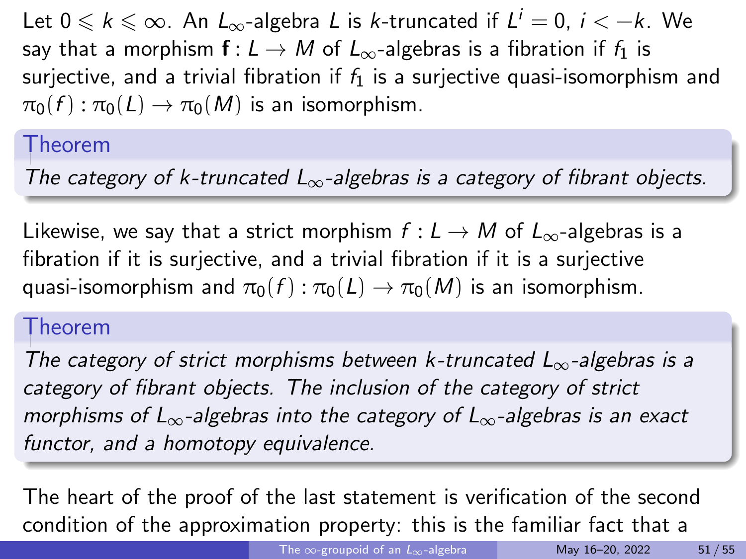Let $0 \leqslant k \leqslant \infty$. An $L_\infty$-algebra $L$ is $k$-truncated if $L^i = 0$, $i < -k$. We say that a morphism $\mathbf{f} : L \to M$ of $L_\infty$-algebras is a fibration if $f_1$ is surjective, and a trivial fibration if $f_1$ is a surjective quasi-isomorphism and $\pi_0(f) : \pi_0(L) \to \pi_0(M)$ is an isomorphism.

**Theorem**

*The category of k-truncated $L_\infty$-algebras is a category of fibrant objects.*

Likewise, we say that a strict morphism $f : L \to M$ of $L_\infty$-algebras is a fibration if it is surjective, and a trivial fibration if it is a surjective quasi-isomorphism and $\pi_0(f) : \pi_0(L) \to \pi_0(M)$ is an isomorphism.

**Theorem**

*The category of strict morphisms between k-truncated $L_\infty$-algebras is a category of fibrant objects. The inclusion of the category of strict morphisms of $L_\infty$-algebras into the category of $L_\infty$-algebras is an exact functor, and a homotopy equivalence.*

The heart of the proof of the last statement is verification of the second condition of the approximation property: this is the familiar fact that a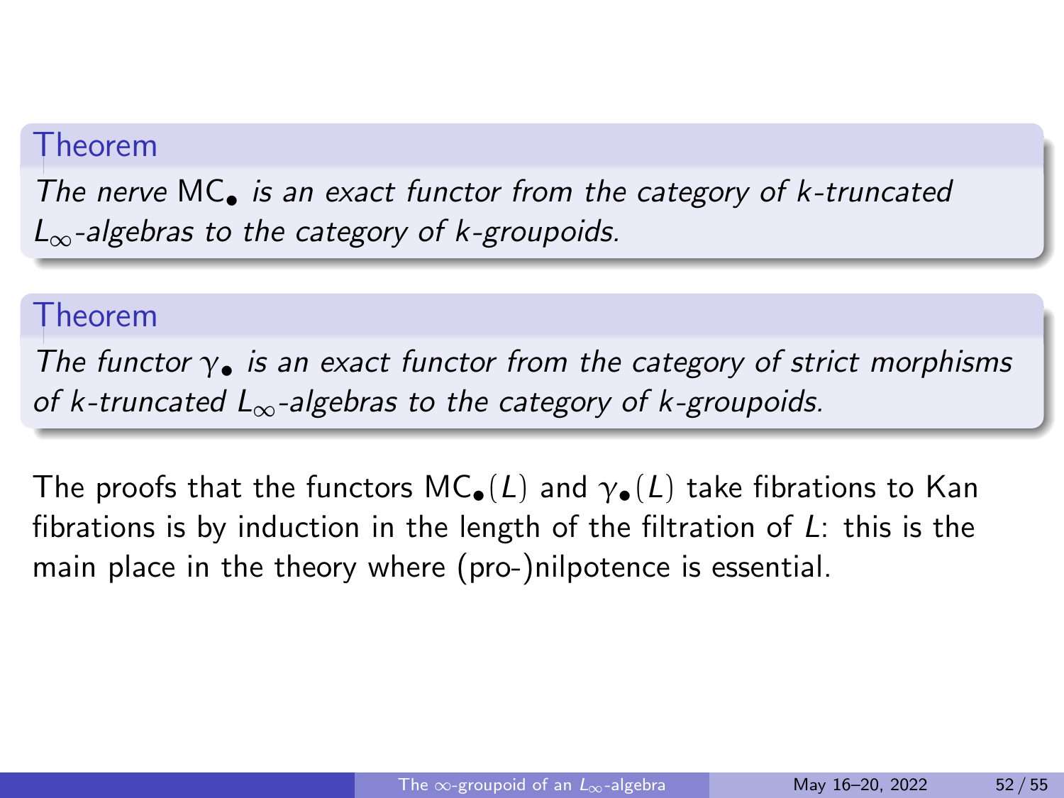**Theorem**

*The nerve $\mathsf{MC}_\bullet$ is an exact functor from the category of $k$-truncated $L_\infty$-algebras to the category of $k$-groupoids.*

**Theorem**

*The functor $\gamma_\bullet$ is an exact functor from the category of strict morphisms of $k$-truncated $L_\infty$-algebras to the category of $k$-groupoids.*

The proofs that the functors $\mathsf{MC}_\bullet(L)$ and $\gamma_\bullet(L)$ take fibrations to Kan fibrations is by induction in the length of the filtration of $L$: this is the main place in the theory where (pro-)nilpotence is essential.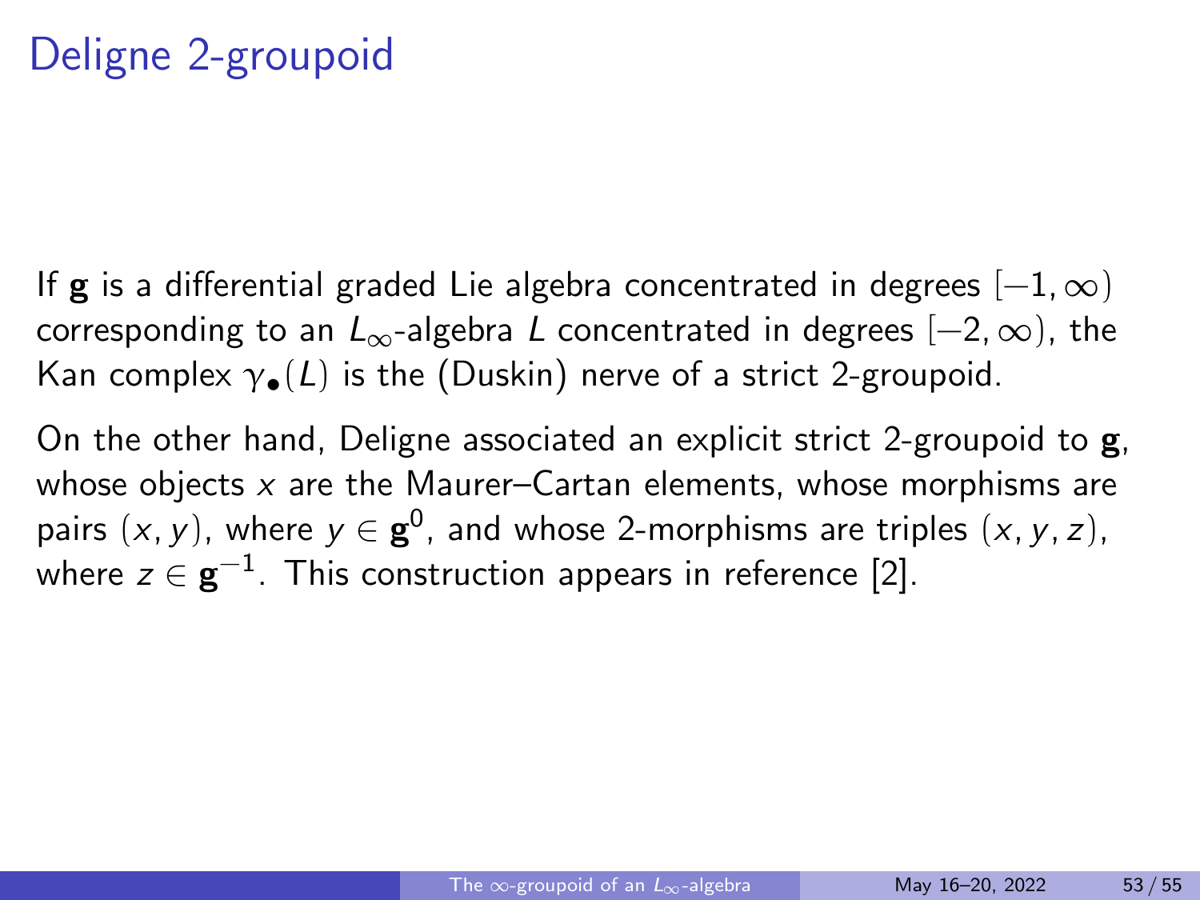# Deligne 2-groupoid

If $\mathbf{g}$ is a differential graded Lie algebra concentrated in degrees $[-1, \infty)$ corresponding to an $L_\infty$-algebra $L$ concentrated in degrees $[-2, \infty)$, the Kan complex $\gamma_\bullet(L)$ is the (Duskin) nerve of a strict 2-groupoid.

On the other hand, Deligne associated an explicit strict 2-groupoid to $\mathbf{g}$, whose objects $x$ are the Maurer–Cartan elements, whose morphisms are pairs $(x, y)$, where $y \in \mathbf{g}^0$, and whose 2-morphisms are triples $(x, y, z)$, where $z \in \mathbf{g}^{-1}$. This construction appears in reference [2].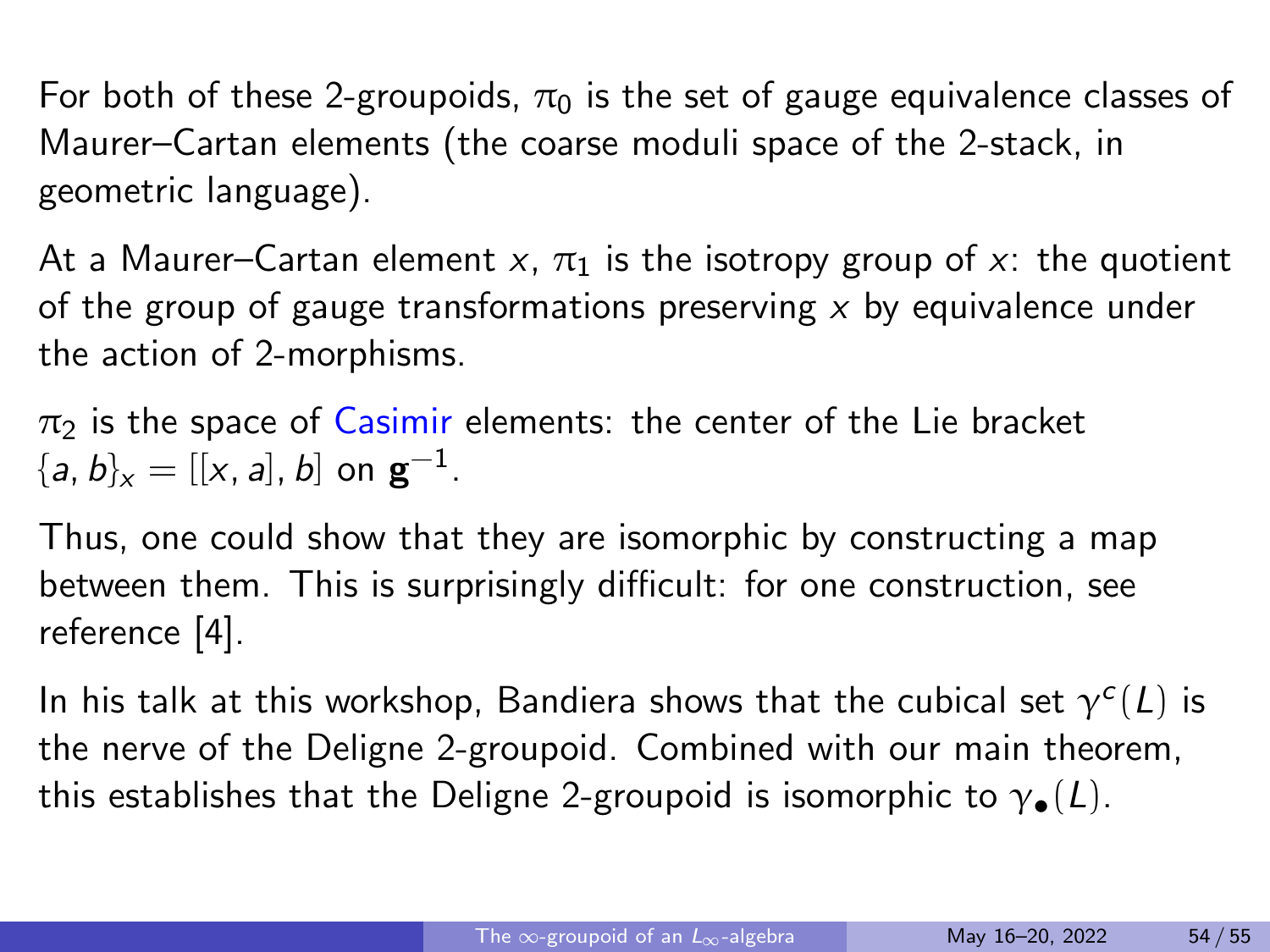For both of these 2-groupoids, $\pi_0$ is the set of gauge equivalence classes of Maurer–Cartan elements (the coarse moduli space of the 2-stack, in geometric language).

At a Maurer–Cartan element $x$, $\pi_1$ is the isotropy group of $x$: the quotient of the group of gauge transformations preserving $x$ by equivalence under the action of 2-morphisms.

$\pi_2$ is the space of Casimir elements: the center of the Lie bracket $\{a, b\}_x = [[x, a], b]$ on $\mathbf{g}^{-1}$.

Thus, one could show that they are isomorphic by constructing a map between them. This is surprisingly difficult: for one construction, see reference [4].

In his talk at this workshop, Bandiera shows that the cubical set $\gamma^c(L)$ is the nerve of the Deligne 2-groupoid. Combined with our main theorem, this establishes that the Deligne 2-groupoid is isomorphic to $\gamma_\bullet(L)$.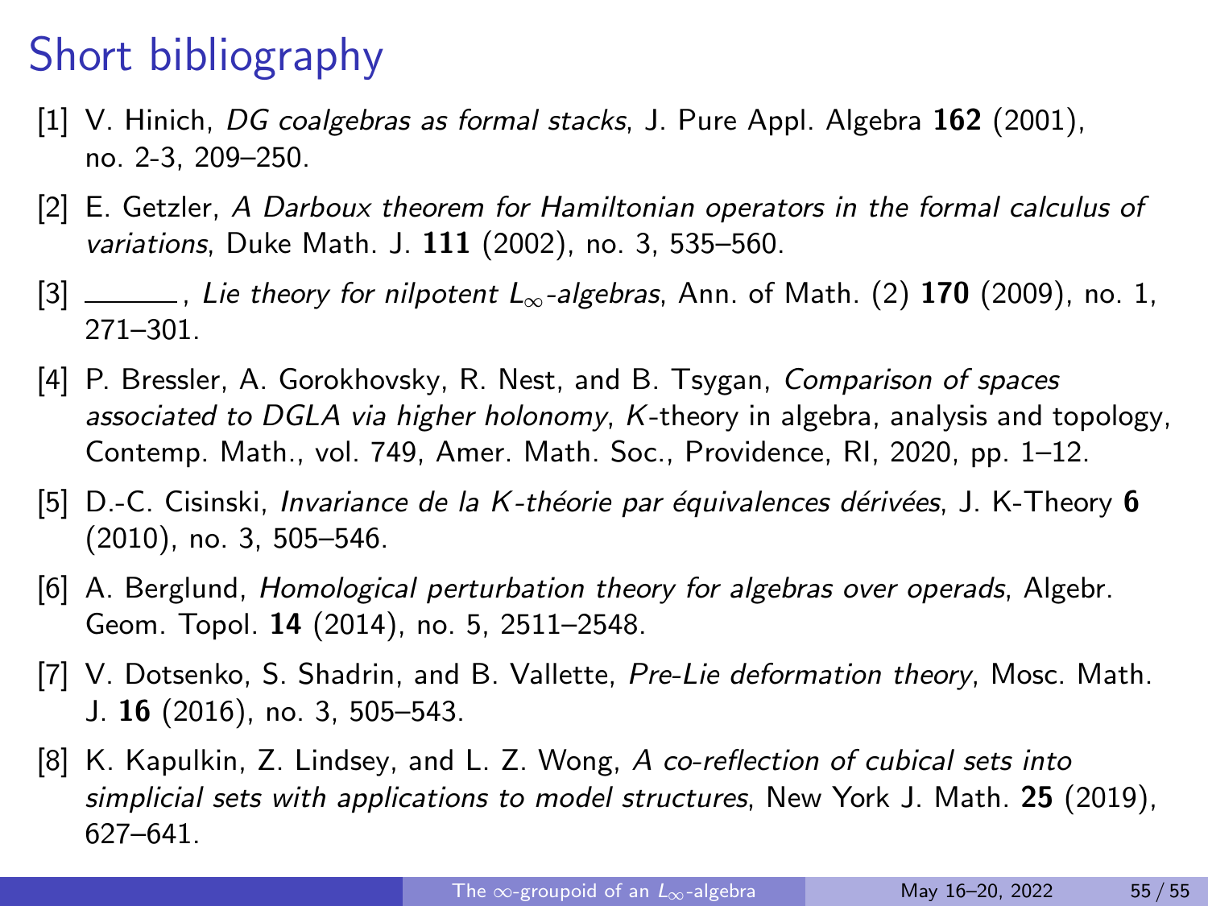# Short bibliography

[1] V. Hinich, *DG coalgebras as formal stacks*, J. Pure Appl. Algebra **162** (2001), no. 2-3, 209–250.

[2] E. Getzler, *A Darboux theorem for Hamiltonian operators in the formal calculus of variations*, Duke Math. J. **111** (2002), no. 3, 535–560.

[3] ______, *Lie theory for nilpotent $L_\infty$-algebras*, Ann. of Math. (2) **170** (2009), no. 1, 271–301.

[4] P. Bressler, A. Gorokhovsky, R. Nest, and B. Tsygan, *Comparison of spaces associated to DGLA via higher holonomy*, $K$-theory in algebra, analysis and topology, Contemp. Math., vol. 749, Amer. Math. Soc., Providence, RI, 2020, pp. 1–12.

[5] D.-C. Cisinski, *Invariance de la $K$-théorie par équivalences dérivées*, J. K-Theory **6** (2010), no. 3, 505–546.

[6] A. Berglund, *Homological perturbation theory for algebras over operads*, Algebr. Geom. Topol. **14** (2014), no. 5, 2511–2548.

[7] V. Dotsenko, S. Shadrin, and B. Vallette, *Pre-Lie deformation theory*, Mosc. Math. J. **16** (2016), no. 3, 505–543.

[8] K. Kapulkin, Z. Lindsey, and L. Z. Wong, *A co-reflection of cubical sets into simplicial sets with applications to model structures*, New York J. Math. **25** (2019), 627–641.